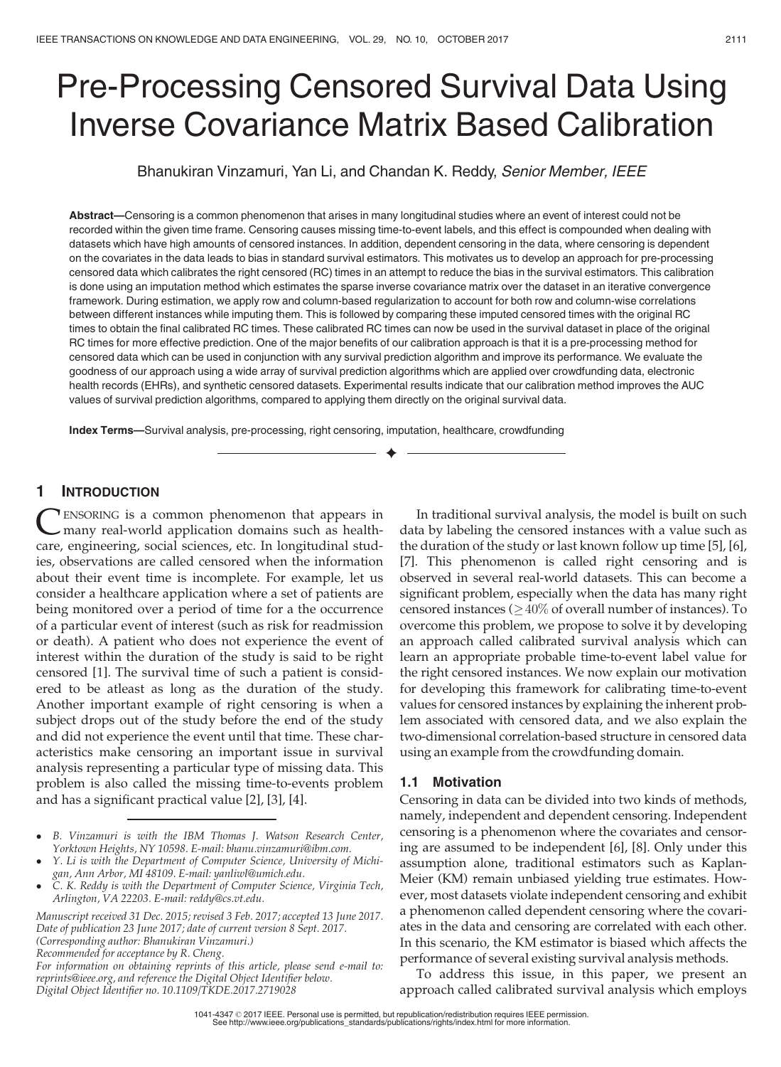# Pre-Processing Censored Survival Data Using Inverse Covariance Matrix Based Calibration

Bhanukiran Vinzamuri, Yan Li, and Chandan K. Reddy, *Senior Member, IEEE*

**Abstract**—Censoring is a common phenomenon that arises in many longitudinal studies where an event of interest could not be recorded within the given time frame. Censoring causes missing time-to-event labels, and this effect is compounded when dealing with datasets which have high amounts of censored instances. In addition, dependent censoring in the data, where censoring is dependent on the covariates in the data leads to bias in standard survival estimators. This motivates us to develop an approach for pre-processing censored data which calibrates the right censored (RC) times in an attempt to reduce the bias in the survival estimators. This calibration is done using an imputation method which estimates the sparse inverse covariance matrix over the dataset in an iterative convergence framework. During estimation, we apply row and column-based regularization to account for both row and column-wise correlations between different instances while imputing them. This is followed by comparing these imputed censored times with the original RC times to obtain the final calibrated RC times. These calibrated RC times can now be used in the survival dataset in place of the original RC times for more effective prediction. One of the major benefits of our calibration approach is that it is a pre-processing method for censored data which can be used in conjunction with any survival prediction algorithm and improve its performance. We evaluate the goodness of our approach using a wide array of survival prediction algorithms which are applied over crowdfunding data, electronic health records (EHRs), and synthetic censored datasets. Experimental results indicate that our calibration method improves the AUC values of survival prediction algorithms, compared to applying them directly on the original survival data.

**Index Terms**—Survival analysis, pre-processing, right censoring, imputation, healthcare, crowdfunding

## 1 Introduction

Censoring is a common phenomenon that appears in many real-world application domains such as healthcare, engineering, social sciences, etc. In longitudinal studies, observations are called censored when the information about their event time is incomplete. For example, let us consider a healthcare application where a set of patients are being monitored over a period of time for a the occurrence of a particular event of interest (such as risk for readmission or death). A patient who does not experience the event of interest within the duration of the study is said to be right censored [1]. The survival time of such a patient is considered to be atleast as long as the duration of the study. Another important example of right censoring is when a subject drops out of the study before the end of the study and did not experience the event until that time. These characteristics make censoring an important issue in survival analysis representing a particular type of missing data. This problem is also called the missing time-to-events problem and has a significant practical value [2], [3], [4].

In traditional survival analysis, the model is built on such data by labeling the censored instances with a value such as the duration of the study or last known follow up time [5], [6], [7]. This phenomenon is called right censoring and is observed in several real-world datasets. This can become a significant problem, especially when the data has many right censored instances ($\geq 40\%$ of overall number of instances). To overcome this problem, we propose to solve it by developing an approach called calibrated survival analysis which can learn an appropriate probable time-to-event label value for the right censored instances. We now explain our motivation for developing this framework for calibrating time-to-event values for censored instances by explaining the inherent problem associated with censored data, and we also explain the two-dimensional correlation-based structure in censored data using an example from the crowdfunding domain.

### 1.1 Motivation

Censoring in data can be divided into two kinds of methods, namely, independent and dependent censoring. Independent censoring is a phenomenon where the covariates and censoring are assumed to be independent [6], [8]. Only under this assumption alone, traditional estimators such as Kaplan-Meier (KM) remain unbiased yielding true estimates. However, most datasets violate independent censoring and exhibit a phenomenon called dependent censoring where the covariates in the data and censoring are correlated with each other. In this scenario, the KM estimator is biased which affects the performance of several existing survival analysis methods.

To address this issue, in this paper, we present an approach called calibrated survival analysis which employs

- *B. Vinzamuri is with the IBM Thomas J. Watson Research Center, Yorktown Heights, NY 10598. E-mail: bhanu.vinzamuri@ibm.com.*
- *Y. Li is with the Department of Computer Science, University of Michigan, Ann Arbor, MI 48109. E-mail: yanliwl@umich.edu.*
- *C. K. Reddy is with the Department of Computer Science, Virginia Tech, Arlington, VA 22203. E-mail: reddy@cs.vt.edu.*

*Manuscript received 31 Dec. 2015; revised 3 Feb. 2017; accepted 13 June 2017. Date of publication 23 June 2017; date of current version 8 Sept. 2017. (Corresponding author: Bhanukiran Vinzamuri.) Recommended for acceptance by R. Cheng. For information on obtaining reprints of this article, please send e-mail to: reprints@ieee.org, and reference the Digital Object Identifier below. Digital Object Identifier no. 10.1109/TKDE.2017.2719028*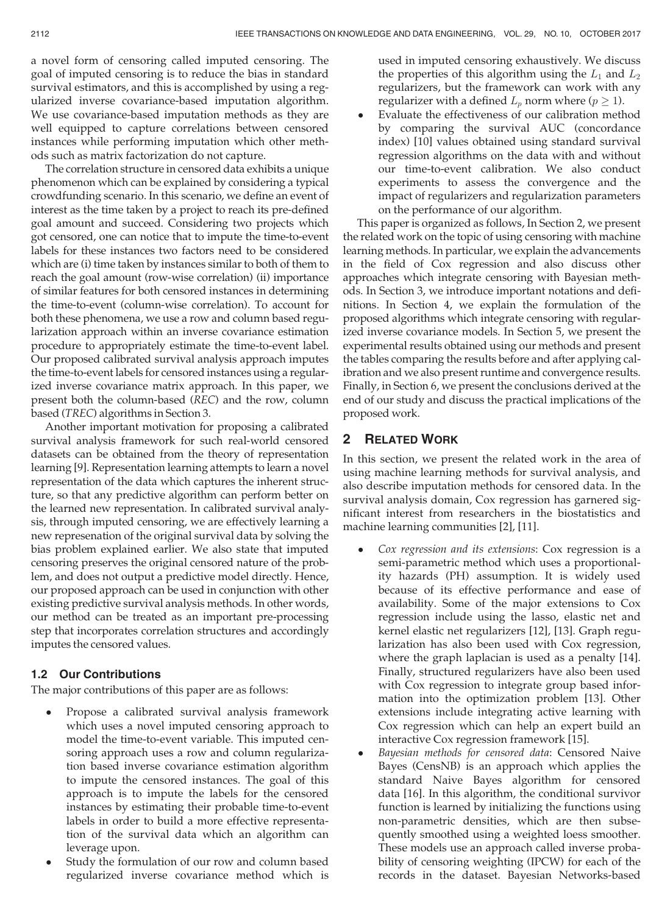a novel form of censoring called imputed censoring. The goal of imputed censoring is to reduce the bias in standard survival estimators, and this is accomplished by using a regularized inverse covariance-based imputation algorithm. We use covariance-based imputation methods as they are well equipped to capture correlations between censored instances while performing imputation which other methods such as matrix factorization do not capture.

The correlation structure in censored data exhibits a unique phenomenon which can be explained by considering a typical crowdfunding scenario. In this scenario, we define an event of interest as the time taken by a project to reach its pre-defined goal amount and succeed. Considering two projects which got censored, one can notice that to impute the time-to-event labels for these instances two factors need to be considered which are (i) time taken by instances similar to both of them to reach the goal amount (row-wise correlation) (ii) importance of similar features for both censored instances in determining the time-to-event (column-wise correlation). To account for both these phenomena, we use a row and column based regularization approach within an inverse covariance estimation procedure to appropriately estimate the time-to-event label. Our proposed calibrated survival analysis approach imputes the time-to-event labels for censored instances using a regularized inverse covariance matrix approach. In this paper, we present both the column-based (*REC*) and the row, column based (*TREC*) algorithms in Section 3.

Another important motivation for proposing a calibrated survival analysis framework for such real-world censored datasets can be obtained from the theory of representation learning [9]. Representation learning attempts to learn a novel representation of the data which captures the inherent structure, so that any predictive algorithm can perform better on the learned new representation. In calibrated survival analysis, through imputed censoring, we are effectively learning a new represenation of the original survival data by solving the bias problem explained earlier. We also state that imputed censoring preserves the original censored nature of the problem, and does not output a predictive model directly. Hence, our proposed approach can be used in conjunction with other existing predictive survival analysis methods. In other words, our method can be treated as an important pre-processing step that incorporates correlation structures and accordingly imputes the censored values.

### 1.2 Our Contributions

The major contributions of this paper are as follows:

- Propose a calibrated survival analysis framework which uses a novel imputed censoring approach to model the time-to-event variable. This imputed censoring approach uses a row and column regularization based inverse covariance estimation algorithm to impute the censored instances. The goal of this approach is to impute the labels for the censored instances by estimating their probable time-to-event labels in order to build a more effective representation of the survival data which an algorithm can leverage upon.
- Study the formulation of our row and column based regularized inverse covariance method which is used in imputed censoring exhaustively. We discuss the properties of this algorithm using the $L_1$ and $L_2$ regularizers, but the framework can work with any regularizer with a defined $L_p$ norm where $(p \geq 1)$.
- Evaluate the effectiveness of our calibration method by comparing the survival AUC (concordance index) [10] values obtained using standard survival regression algorithms on the data with and without our time-to-event calibration. We also conduct experiments to assess the convergence and the impact of regularizers and regularization parameters on the performance of our algorithm.

This paper is organized as follows, In Section 2, we present the related work on the topic of using censoring with machine learning methods. In particular, we explain the advancements in the field of Cox regression and also discuss other approaches which integrate censoring with Bayesian methods. In Section 3, we introduce important notations and definitions. In Section 4, we explain the formulation of the proposed algorithms which integrate censoring with regularized inverse covariance models. In Section 5, we present the experimental results obtained using our methods and present the tables comparing the results before and after applying calibration and we also present runtime and convergence results. Finally, in Section 6, we present the conclusions derived at the end of our study and discuss the practical implications of the proposed work.

## 2 Related Work

In this section, we present the related work in the area of using machine learning methods for survival analysis, and also describe imputation methods for censored data. In the survival analysis domain, Cox regression has garnered significant interest from researchers in the biostatistics and machine learning communities [2], [11].

- *Cox regression and its extensions*: Cox regression is a semi-parametric method which uses a proportionality hazards (PH) assumption. It is widely used because of its effective performance and ease of availability. Some of the major extensions to Cox regression include using the lasso, elastic net and kernel elastic net regularizers [12], [13]. Graph regularization has also been used with Cox regression, where the graph laplacian is used as a penalty [14]. Finally, structured regularizers have also been used with Cox regression to integrate group based information into the optimization problem [13]. Other extensions include integrating active learning with Cox regression which can help an expert build an interactive Cox regression framework [15].
- *Bayesian methods for censored data*: Censored Naive Bayes (CensNB) is an approach which applies the standard Naive Bayes algorithm for censored data [16]. In this algorithm, the conditional survivor function is learned by initializing the functions using non-parametric densities, which are then subsequently smoothed using a weighted loess smoother. These models use an approach called inverse probability of censoring weighting (IPCW) for each of the records in the dataset. Bayesian Networks-based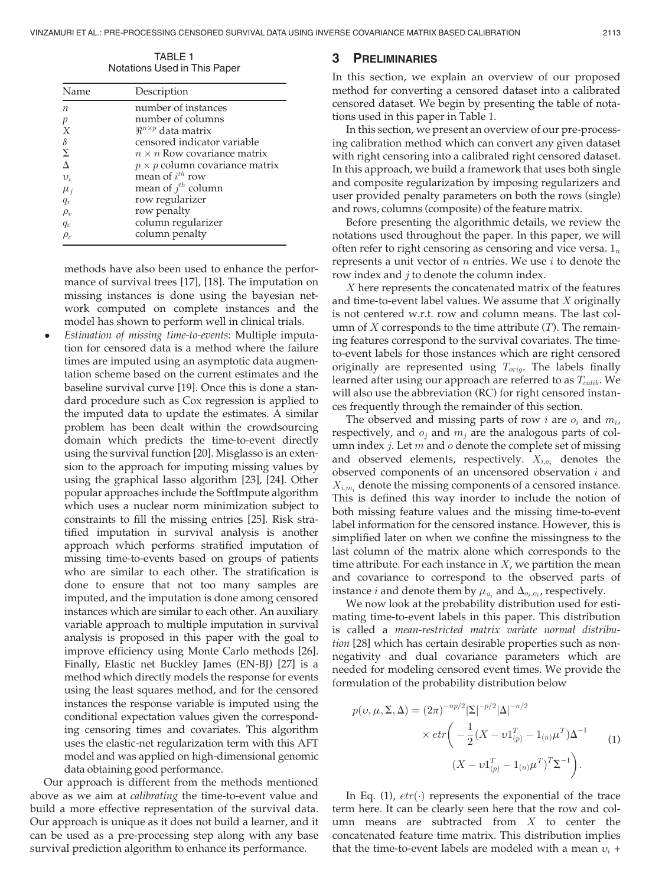TABLE 1
Notations Used in This Paper

| Name | Description |
|---|---|
| $n$ | number of instances |
| $p$ | number of columns |
| $X$ | $\Re^{n\times p}$ data matrix |
| $\delta$ | censored indicator variable |
| $\Sigma$ | $n \times n$ Row covariance matrix |
| $\Delta$ | $p \times p$ column covariance matrix |
| $\upsilon_i$ | mean of $i^{th}$ row |
| $\mu_j$ | mean of $j^{th}$ column |
| $q_r$ | row regularizer |
| $\rho_r$ | row penalty |
| $q_c$ | column regularizer |
| $\rho_c$ | column penalty |

methods have also been used to enhance the performance of survival trees [17], [18]. The imputation on missing instances is done using the bayesian network computed on complete instances and the model has shown to perform well in clinical trials.

- *Estimation of missing time-to-events*: Multiple imputation for censored data is a method where the failure times are imputed using an asymptotic data augmentation scheme based on the current estimates and the baseline survival curve [19]. Once this is done a standard procedure such as Cox regression is applied to the imputed data to update the estimates. A similar problem has been dealt within the crowdsourcing domain which predicts the time-to-event directly using the survival function [20]. Misglasso is an extension to the approach for imputing missing values by using the graphical lasso algorithm [23], [24]. Other popular approaches include the SoftImpute algorithm which uses a nuclear norm minimization subject to constraints to fill the missing entries [25]. Risk stratified imputation in survival analysis is another approach which performs stratified imputation of missing time-to-events based on groups of patients who are similar to each other. The stratification is done to ensure that not too many samples are imputed, and the imputation is done among censored instances which are similar to each other. An auxiliary variable approach to multiple imputation in survival analysis is proposed in this paper with the goal to improve efficiency using Monte Carlo methods [26]. Finally, Elastic net Buckley James (EN-BJ) [27] is a method which directly models the response for events using the least squares method, and for the censored instances the response variable is imputed using the conditional expectation values given the corresponding censoring times and covariates. This algorithm uses the elastic-net regularization term with this AFT model and was applied on high-dimensional genomic data obtaining good performance.

Our approach is different from the methods mentioned above as we aim at *calibrating* the time-to-event value and build a more effective representation of the survival data. Our approach is unique as it does not build a learner, and it can be used as a pre-processing step along with any base survival prediction algorithm to enhance its performance.

## 3 Preliminaries

In this section, we explain an overview of our proposed method for converting a censored dataset into a calibrated censored dataset. We begin by presenting the table of notations used in this paper in Table 1.

In this section, we present an overview of our pre-processing calibration method which can convert any given dataset with right censoring into a calibrated right censored dataset. In this approach, we build a framework that uses both single and composite regularization by imposing regularizers and user provided penalty parameters on both the rows (single) and rows, columns (composite) of the feature matrix.

Before presenting the algorithmic details, we review the notations used throughout the paper. In this paper, we will often refer to right censoring as censoring and vice versa. $1_n$ represents a unit vector of $n$ entries. We use $i$ to denote the row index and $j$ to denote the column index.

$X$ here represents the concatenated matrix of the features and time-to-event label values. We assume that $X$ originally is not centered w.r.t. row and column means. The last column of $X$ corresponds to the time attribute ($T$). The remaining features correspond to the survival covariates. The time-to-event labels for those instances which are right censored originally are represented using $T_{orig}$. The labels finally learned after using our approach are referred to as $T_{calib}$. We will also use the abbreviation (RC) for right censored instances frequently through the remainder of this section.

The observed and missing parts of row $i$ are $o_i$ and $m_i$, respectively, and $o_j$ and $m_j$ are the analogous parts of column index $j$. Let $m$ and $o$ denote the complete set of missing and observed elements, respectively. $X_{i,o_i}$ denotes the observed components of an uncensored observation $i$ and $X_{i,m_i}$ denote the missing components of a censored instance. This is defined this way inorder to include the notion of both missing feature values and the missing time-to-event label information for the censored instance. However, this is simplified later on when we confine the missingness to the last column of the matrix alone which corresponds to the time attribute. For each instance in $X$, we partition the mean and covariance to correspond to the observed parts of instance $i$ and denote them by $\mu_{o_i}$ and $\Delta_{o_i,o_i}$, respectively.

We now look at the probability distribution used for estimating time-to-event labels in this paper. This distribution is called a *mean-restricted matrix variate normal distribution* [28] which has certain desirable properties such as non-negativity and dual covariance parameters which are needed for modeling censored event times. We provide the formulation of the probability distribution below

$$p(\upsilon, \mu, \Sigma, \Delta) = (2\pi)^{-np/2}|\Sigma|^{-p/2}|\Delta|^{-n/2} \times etr\bigg(-\frac{1}{2}(X - \upsilon 1_{(p)}^T - 1_{(n)}\mu^T)\Delta^{-1} (X - \upsilon 1_{(p)}^T - 1_{(n)}\mu^T)^T\Sigma^{-1}\bigg). \tag{1}$$

In Eq. (1), $etr(\cdot)$ represents the exponential of the trace term here. It can be clearly seen here that the row and column means are subtracted from $X$ to center the concatenated feature time matrix. This distribution implies that the time-to-event labels are modeled with a mean $\upsilon_i$ +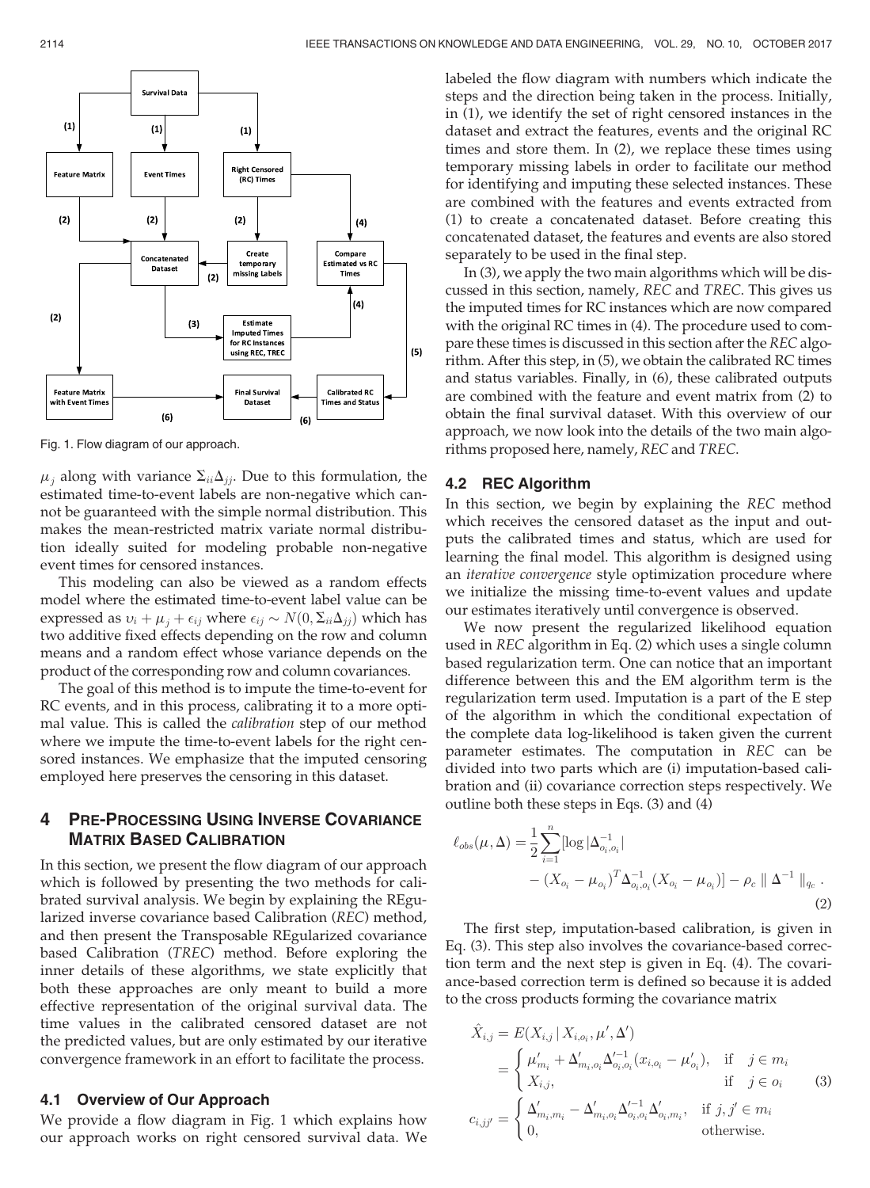Survival Data

(1) (1) (1)

Feature Matrix

Event Times

Right Censored (RC) Times

(2) (2) (2) (4)

Concatenated Dataset

Create temporary missing Labels

Compare Estimated vs RC Times

(2)

(2) (3) (4)

Estimate Imputed Times for RC Instances using REC, TREC

(5)

Feature Matrix with Event Times

Final Survival Dataset

Calibrated RC Times and Status

(6) (6)

Fig. 1. Flow diagram of our approach.

$\mu_j$ along with variance $\Sigma_{ii}\Delta_{jj}$. Due to this formulation, the estimated time-to-event labels are non-negative which cannot be guaranteed with the simple normal distribution. This makes the mean-restricted matrix variate normal distribution ideally suited for modeling probable non-negative event times for censored instances.

This modeling can also be viewed as a random effects model where the estimated time-to-event label value can be expressed as $\upsilon_i + \mu_j + \epsilon_{ij}$ where $\epsilon_{ij} \sim N(0, \Sigma_{ii}\Delta_{jj})$ which has two additive fixed effects depending on the row and column means and a random effect whose variance depends on the product of the corresponding row and column covariances.

The goal of this method is to impute the time-to-event for RC events, and in this process, calibrating it to a more optimal value. This is called the *calibration* step of our method where we impute the time-to-event labels for the right censored instances. We emphasize that the imputed censoring employed here preserves the censoring in this dataset.

## 4 Pre-Processing Using Inverse Covariance Matrix Based Calibration

In this section, we present the flow diagram of our approach which is followed by presenting the two methods for calibrated survival analysis. We begin by explaining the REgularized inverse covariance based Calibration (*REC*) method, and then present the Transposable REgularized covariance based Calibration (*TREC*) method. Before exploring the inner details of these algorithms, we state explicitly that both these approaches are only meant to build a more effective representation of the original survival data. The time values in the calibrated censored dataset are not the predicted values, but are only estimated by our iterative convergence framework in an effort to facilitate the process.

### 4.1 Overview of Our Approach

We provide a flow diagram in Fig. 1 which explains how our approach works on right censored survival data. We labeled the flow diagram with numbers which indicate the steps and the direction being taken in the process. Initially, in (1), we identify the set of right censored instances in the dataset and extract the features, events and the original RC times and store them. In (2), we replace these times using temporary missing labels in order to facilitate our method for identifying and imputing these selected instances. These are combined with the features and events extracted from (1) to create a concatenated dataset. Before creating this concatenated dataset, the features and events are also stored separately to be used in the final step.

In (3), we apply the two main algorithms which will be discussed in this section, namely, *REC* and *TREC*. This gives us the imputed times for RC instances which are now compared with the original RC times in (4). The procedure used to compare these times is discussed in this section after the *REC* algorithm. After this step, in (5), we obtain the calibrated RC times and status variables. Finally, in (6), these calibrated outputs are combined with the feature and event matrix from (2) to obtain the final survival dataset. With this overview of our approach, we now look into the details of the two main algorithms proposed here, namely, *REC* and *TREC*.

### 4.2 REC Algorithm

In this section, we begin by explaining the *REC* method which receives the censored dataset as the input and outputs the calibrated times and status, which are used for learning the final model. This algorithm is designed using an *iterative convergence* style optimization procedure where we initialize the missing time-to-event values and update our estimates iteratively until convergence is observed.

We now present the regularized likelihood equation used in *REC* algorithm in Eq. (2) which uses a single column based regularization term. One can notice that an important difference between this and the EM algorithm term is the regularization term used. Imputation is a part of the E step of the algorithm in which the conditional expectation of the complete data log-likelihood is taken given the current parameter estimates. The computation in *REC* can be divided into two parts which are (i) imputation-based calibration and (ii) covariance correction steps respectively. We outline both these steps in Eqs. (3) and (4)

$$\ell_{obs}(\mu, \Delta) = \frac{1}{2}\sum_{i=1}^{n}[\log|\Delta^{-1}_{o_i,o_i}| - (X_{o_i} - \mu_{o_i})^T \Delta^{-1}_{o_i,o_i}(X_{o_i} - \mu_{o_i})] - \rho_c \parallel \Delta^{-1} \parallel_{q_c}. \tag{2}$$

The first step, imputation-based calibration, is given in Eq. (3). This step also involves the covariance-based correction term and the next step is given in Eq. (4). The covariance-based correction term is defined so because it is added to the cross products forming the covariance matrix

$$\hat{X}_{i,j} = E(X_{i,j} \mid X_{i,o_i}, \mu', \Delta') = \begin{cases} \mu'_{m_i} + \Delta'_{m_i,o_i}\Delta'^{-1}_{o_i,o_i}(x_{i,o_i} - \mu'_{o_i}), & \text{if} \quad j \in m_i \\ X_{i,j}, & \text{if} \quad j \in o_i \end{cases} \tag{3}$$

$$c_{i,jj'} = \begin{cases} \Delta'_{m_i,m_i} - \Delta'_{m_i,o_i}\Delta'^{-1}_{o_i,o_i}\Delta'_{o_i,m_i}, & \text{if } j, j' \in m_i \\ 0, & \text{otherwise.} \end{cases}$$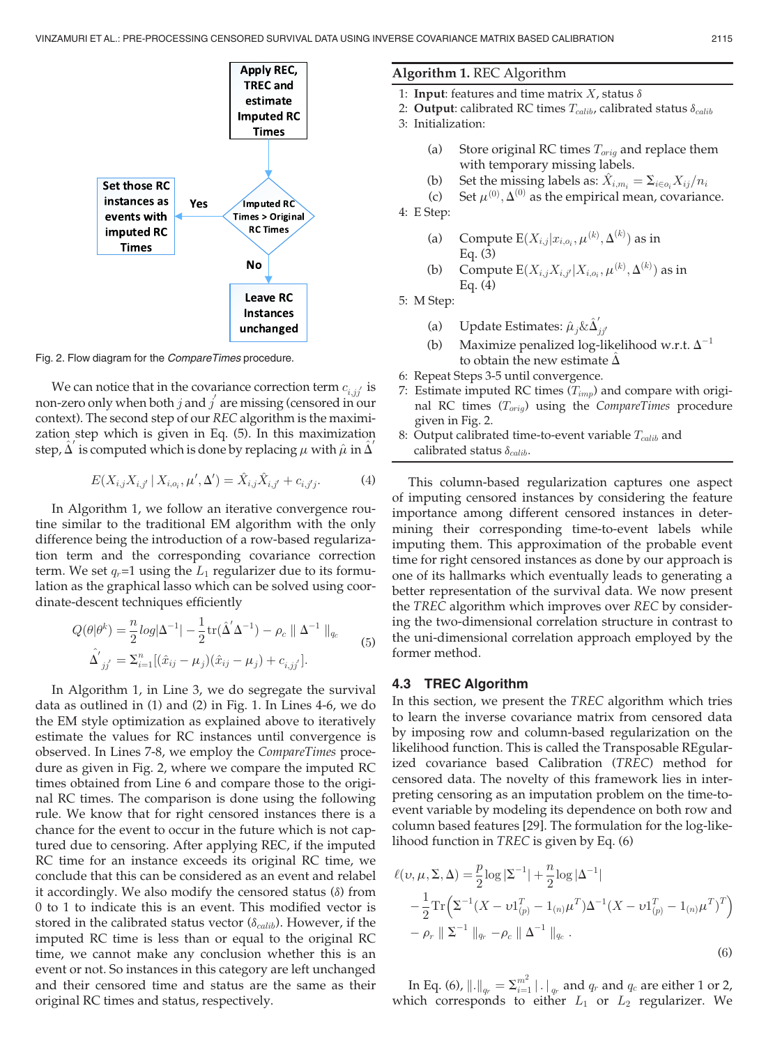Apply REC, TREC and estimate Imputed RC Times

Imputed RC Times > Original RC Times

Yes

Set those RC instances as events with imputed RC Times

No

Leave RC Instances unchanged

Fig. 2. Flow diagram for the *CompareTimes* procedure.

We can notice that in the covariance correction term $c_{i,jj'}$ is non-zero only when both $j$ and $j'$ are missing (censored in our context). The second step of our *REC* algorithm is the maximization step which is given in Eq. (5). In this maximization step, $\hat{\Delta}'$ is computed which is done by replacing $\mu$ with $\hat{\mu}$ in $\hat{\Delta}'$

$$E(X_{i,j}X_{i,j'} \mid X_{i,o_i}, \mu', \Delta') = \hat{X}_{i,j}\hat{X}_{i,j'} + c_{i,j'j}. \tag{4}$$

In Algorithm 1, we follow an iterative convergence routine similar to the traditional EM algorithm with the only difference being the introduction of a row-based regularization term and the corresponding covariance correction term. We set $q_r$=1 using the $L_1$ regularizer due to its formulation as the graphical lasso which can be solved using coordinate-descent techniques efficiently

$$\begin{aligned} Q(\theta|\theta^k) &= \frac{n}{2} log|\Delta^{-1}| - \frac{1}{2}\text{tr}(\hat{\Delta}'\Delta^{-1}) - \rho_c \parallel \Delta^{-1} \parallel_{q_c} \\ \hat{\Delta}'_{jj'} &= \Sigma_{i=1}^{n}[(\hat{x}_{ij} - \mu_j)(\hat{x}_{ij} - \mu_j) + c_{i,jj'}]. \end{aligned} \tag{5}$$

In Algorithm 1, in Line 3, we do segregate the survival data as outlined in (1) and (2) in Fig. 1. In Lines 4-6, we do the EM style optimization as explained above to iteratively estimate the values for RC instances until convergence is observed. In Lines 7-8, we employ the *CompareTimes* procedure as given in Fig. 2, where we compare the imputed RC times obtained from Line 6 and compare those to the original RC times. The comparison is done using the following rule. We know that for right censored instances there is a chance for the event to occur in the future which is not captured due to censoring. After applying REC, if the imputed RC time for an instance exceeds its original RC time, we conclude that this can be considered as an event and relabel it accordingly. We also modify the censored status ($\delta$) from 0 to 1 to indicate this is an event. This modified vector is stored in the calibrated status vector ($\delta_{calib}$). However, if the imputed RC time is less than or equal to the original RC time, we cannot make any conclusion whether this is an event or not. So instances in this category are left unchanged and their censored time and status are the same as their original RC times and status, respectively.

**Algorithm 1.** REC Algorithm

1: **Input**: features and time matrix $X$, status $\delta$
2: **Output**: calibrated RC times $T_{calib}$, calibrated status $\delta_{calib}$
3: Initialization:
   - (a) Store original RC times $T_{orig}$ and replace them with temporary missing labels.
   - (b) Set the missing labels as: $\hat{X}_{i,m_i} = \Sigma_{i \in o_i} X_{ij}/n_i$
   - (c) Set $\mu^{(0)}, \Delta^{(0)}$ as the empirical mean, covariance.
4: E Step:
   - (a) Compute $\text{E}(X_{i,j}|x_{i,o_i}, \mu^{(k)}, \Delta^{(k)})$ as in Eq. (3)
   - (b) Compute $\text{E}(X_{i,j}X_{i,j'}|X_{i,o_i}, \mu^{(k)}, \Delta^{(k)})$ as in Eq. (4)
5: M Step:
   - (a) Update Estimates: $\hat{\mu}_j \& \hat{\Delta}'_{jj'}$
   - (b) Maximize penalized log-likelihood w.r.t. $\Delta^{-1}$ to obtain the new estimate $\hat{\Delta}$
6: Repeat Steps 3-5 until convergence.
7: Estimate imputed RC times ($T_{imp}$) and compare with original RC times ($T_{orig}$) using the *CompareTimes* procedure given in Fig. 2.
8: Output calibrated time-to-event variable $T_{calib}$ and calibrated status $\delta_{calib}$.

This column-based regularization captures one aspect of imputing censored instances by considering the feature importance among different censored instances in determining their corresponding time-to-event labels while imputing them. This approximation of the probable event time for right censored instances as done by our approach is one of its hallmarks which eventually leads to generating a better representation of the survival data. We now present the *TREC* algorithm which improves over *REC* by considering the two-dimensional correlation structure in contrast to the uni-dimensional correlation approach employed by the former method.

### 4.3 TREC Algorithm

In this section, we present the *TREC* algorithm which tries to learn the inverse covariance matrix from censored data by imposing row and column-based regularization on the likelihood function. This is called the Transposable REgularized covariance based Calibration (*TREC*) method for censored data. The novelty of this framework lies in interpreting censoring as an imputation problem on the time-to-event variable by modeling its dependence on both row and column based features [29]. The formulation for the log-likelihood function in *TREC* is given by Eq. (6)

$$\begin{aligned} \ell(\upsilon, \mu, \Sigma, \Delta) &= \frac{p}{2}\log|\Sigma^{-1}| + \frac{n}{2}\log|\Delta^{-1}| \\ &- \frac{1}{2}\text{Tr}\Big(\Sigma^{-1}(X - \upsilon 1^T_{(p)} - 1_{(n)}\mu^T)\Delta^{-1}(X - \upsilon 1^T_{(p)} - 1_{(n)}\mu^T)^T\Big) \\ &- \rho_r \parallel \Sigma^{-1} \parallel_{q_r} - \rho_c \parallel \Delta^{-1} \parallel_{q_c}. \end{aligned} \tag{6}$$

In Eq. (6), $\|.\|_{q_r} = \Sigma_{i=1}^{m^2} |\,.\,|_{q_r}$ and $q_r$ and $q_c$ are either 1 or 2, which corresponds to either $L_1$ or $L_2$ regularizer. We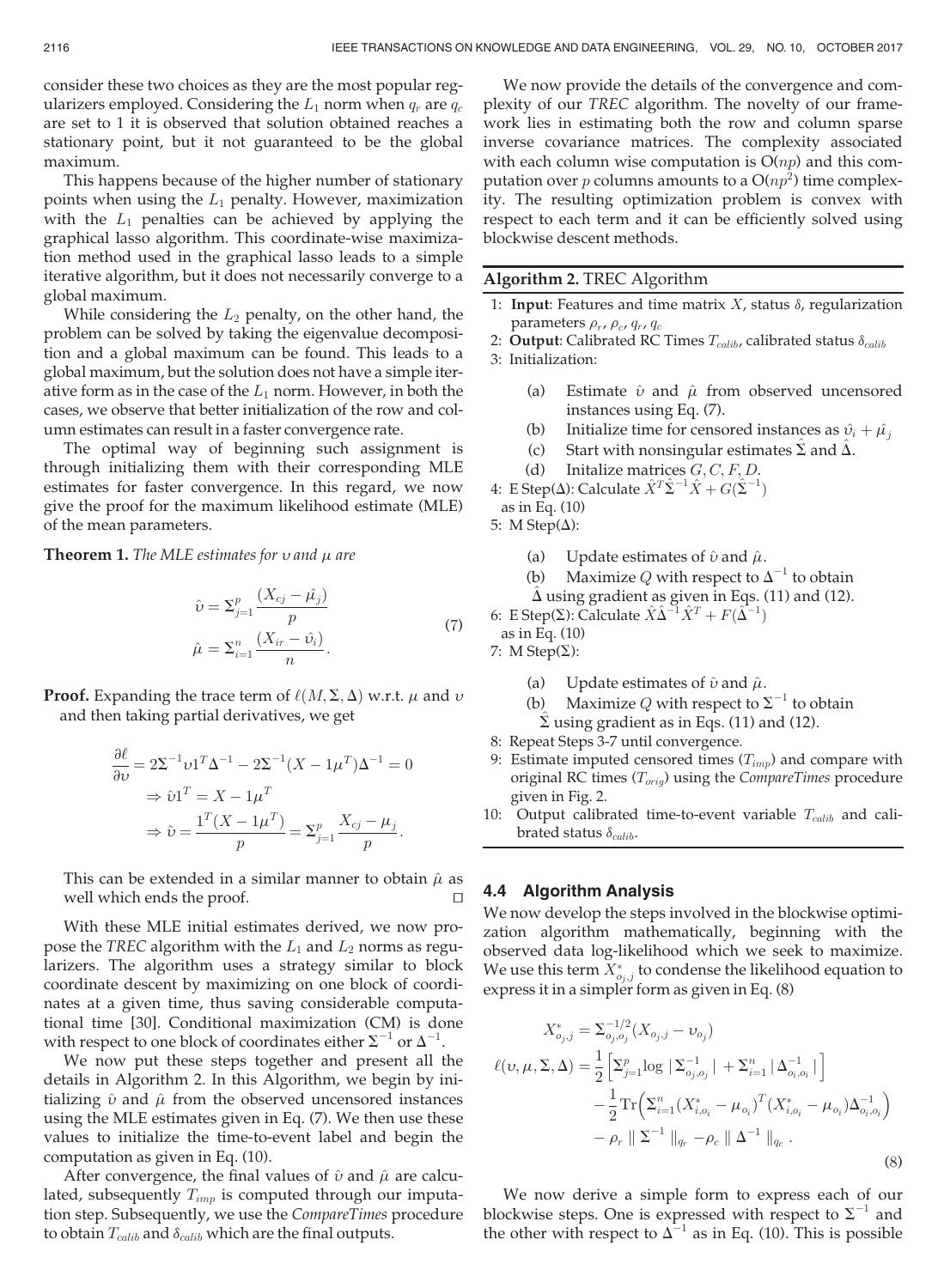consider these two choices as they are the most popular regularizers employed. Considering the $L_1$ norm when $q_r$ are $q_c$ are set to 1 it is observed that solution obtained reaches a stationary point, but it not guaranteed to be the global maximum.

This happens because of the higher number of stationary points when using the $L_1$ penalty. However, maximization with the $L_1$ penalties can be achieved by applying the graphical lasso algorithm. This coordinate-wise maximization method used in the graphical lasso leads to a simple iterative algorithm, but it does not necessarily converge to a global maximum.

While considering the $L_2$ penalty, on the other hand, the problem can be solved by taking the eigenvalue decomposition and a global maximum can be found. This leads to a global maximum, but the solution does not have a simple iterative form as in the case of the $L_1$ norm. However, in both the cases, we observe that better initialization of the row and column estimates can result in a faster convergence rate.

The optimal way of beginning such assignment is through initializing them with their corresponding MLE estimates for faster convergence. In this regard, we now give the proof for the maximum likelihood estimate (MLE) of the mean parameters.

**Theorem 1.** *The MLE estimates for* $\upsilon$ *and* $\mu$ *are*

$$
\begin{aligned}
\hat{\upsilon} &= \Sigma_{j=1}^{p} \frac{(X_{cj} - \hat{\mu_j})}{p} \\
\hat{\mu} &= \Sigma_{i=1}^{n} \frac{(X_{ir} - \hat{\upsilon_i})}{n}.
\end{aligned} \tag{7}
$$

**Proof.** Expanding the trace term of $\ell(M, \Sigma, \Delta)$ w.r.t. $\mu$ and $\upsilon$ and then taking partial derivatives, we get

$$
\begin{aligned}
\frac{\partial \ell}{\partial \upsilon} &= 2\Sigma^{-1}\upsilon 1^T \Delta^{-1} - 2\Sigma^{-1}(X - 1\mu^T)\Delta^{-1} = 0 \\
&\Rightarrow \hat{\upsilon} 1^T = X - 1\mu^T \\
&\Rightarrow \hat{\upsilon} = \frac{1^T(X - 1\mu^T)}{p} = \Sigma_{j=1}^{p} \frac{X_{cj} - \mu_j}{p}.
\end{aligned}
$$

This can be extended in a similar manner to obtain $\hat{\mu}$ as well which ends the proof. □

With these MLE initial estimates derived, we now propose the *TREC* algorithm with the $L_1$ and $L_2$ norms as regularizers. The algorithm uses a strategy similar to block coordinate descent by maximizing on one block of coordinates at a given time, thus saving considerable computational time [30]. Conditional maximization (CM) is done with respect to one block of coordinates either $\Sigma^{-1}$ or $\Delta^{-1}$.

We now put these steps together and present all the details in Algorithm 2. In this Algorithm, we begin by initializing $\hat{\upsilon}$ and $\hat{\mu}$ from the observed uncensored instances using the MLE estimates given in Eq. (7). We then use these values to initialize the time-to-event label and begin the computation as given in Eq. (10).

After convergence, the final values of $\hat{\upsilon}$ and $\hat{\mu}$ are calculated, subsequently $T_{imp}$ is computed through our imputation step. Subsequently, we use the *CompareTimes* procedure to obtain $T_{calib}$ and $\delta_{calib}$ which are the final outputs.

We now provide the details of the convergence and complexity of our *TREC* algorithm. The novelty of our framework lies in estimating both the row and column sparse inverse covariance matrices. The complexity associated with each column wise computation is O($np$) and this computation over $p$ columns amounts to a O($np^2$) time complexity. The resulting optimization problem is convex with respect to each term and it can be efficiently solved using blockwise descent methods.

**Algorithm 2.** TREC Algorithm

1: **Input**: Features and time matrix $X$, status $\delta$, regularization parameters $\rho_r$, $\rho_c$, $q_r$, $q_c$
2: **Output**: Calibrated RC Times $T_{calib}$, calibrated status $\delta_{calib}$
3: Initialization:
   (a) Estimate $\hat{\upsilon}$ and $\hat{\mu}$ from observed uncensored instances using Eq. (7).
   (b) Initialize time for censored instances as $\hat{\upsilon}_i + \hat{\mu}_j$
   (c) Start with nonsingular estimates $\hat{\Sigma}$ and $\hat{\Delta}$.
   (d) Initalize matrices $G, C, F, D$.
4: E Step($\Delta$): Calculate $\hat{X}^T\hat{\Sigma}^{-1}\hat{X} + G(\hat{\Sigma}^{-1})$ as in Eq. (10)
5: M Step($\Delta$):
   (a) Update estimates of $\hat{\upsilon}$ and $\hat{\mu}$.
   (b) Maximize $Q$ with respect to $\Delta^{-1}$ to obtain $\hat{\Delta}$ using gradient as given in Eqs. (11) and (12).
6: E Step($\Sigma$): Calculate $\hat{X}\hat{\Delta}^{-1}\hat{X}^T + F(\hat{\Delta}^{-1})$ as in Eq. (10)
7: M Step($\Sigma$):
   (a) Update estimates of $\hat{\upsilon}$ and $\hat{\mu}$.
   (b) Maximize $Q$ with respect to $\Sigma^{-1}$ to obtain $\hat{\Sigma}$ using gradient as in Eqs. (11) and (12).
8: Repeat Steps 3-7 until convergence.
9: Estimate imputed censored times ($T_{imp}$) and compare with original RC times ($T_{orig}$) using the *CompareTimes* procedure given in Fig. 2.
10: Output calibrated time-to-event variable $T_{calib}$ and calibrated status $\delta_{calib}$.

### 4.4 Algorithm Analysis

We now develop the steps involved in the blockwise optimization algorithm mathematically, beginning with the observed data log-likelihood which we seek to maximize. We use this term $X^*_{o_j,j}$ to condense the likelihood equation to express it in a simpler form as given in Eq. (8)

$$
\begin{aligned}
X^*_{o_j,j} &= \Sigma^{-1/2}_{o_j,o_j}(X_{o_j,j} - \upsilon_{o_j}) \\
\ell(\upsilon, \mu, \Sigma, \Delta) &= \frac{1}{2}\Big[\Sigma_{j=1}^{p} \log |\Sigma^{-1}_{o_j,o_j}| + \Sigma_{i=1}^{n} |\Delta^{-1}_{o_i,o_i}|\Big] \\
&\quad - \frac{1}{2}\mathrm{Tr}\Big(\Sigma_{i=1}^{n}(X^*_{i,o_i} - \mu_{o_i})^T(X^*_{i,o_i} - \mu_{o_i})\Delta^{-1}_{o_i,o_i}\Big) \\
&\quad - \rho_r \parallel \Sigma^{-1} \parallel_{q_r} - \rho_c \parallel \Delta^{-1} \parallel_{q_c}.
\end{aligned} \tag{8}
$$

We now derive a simple form to express each of our blockwise steps. One is expressed with respect to $\Sigma^{-1}$ and the other with respect to $\Delta^{-1}$ as in Eq. (10). This is possible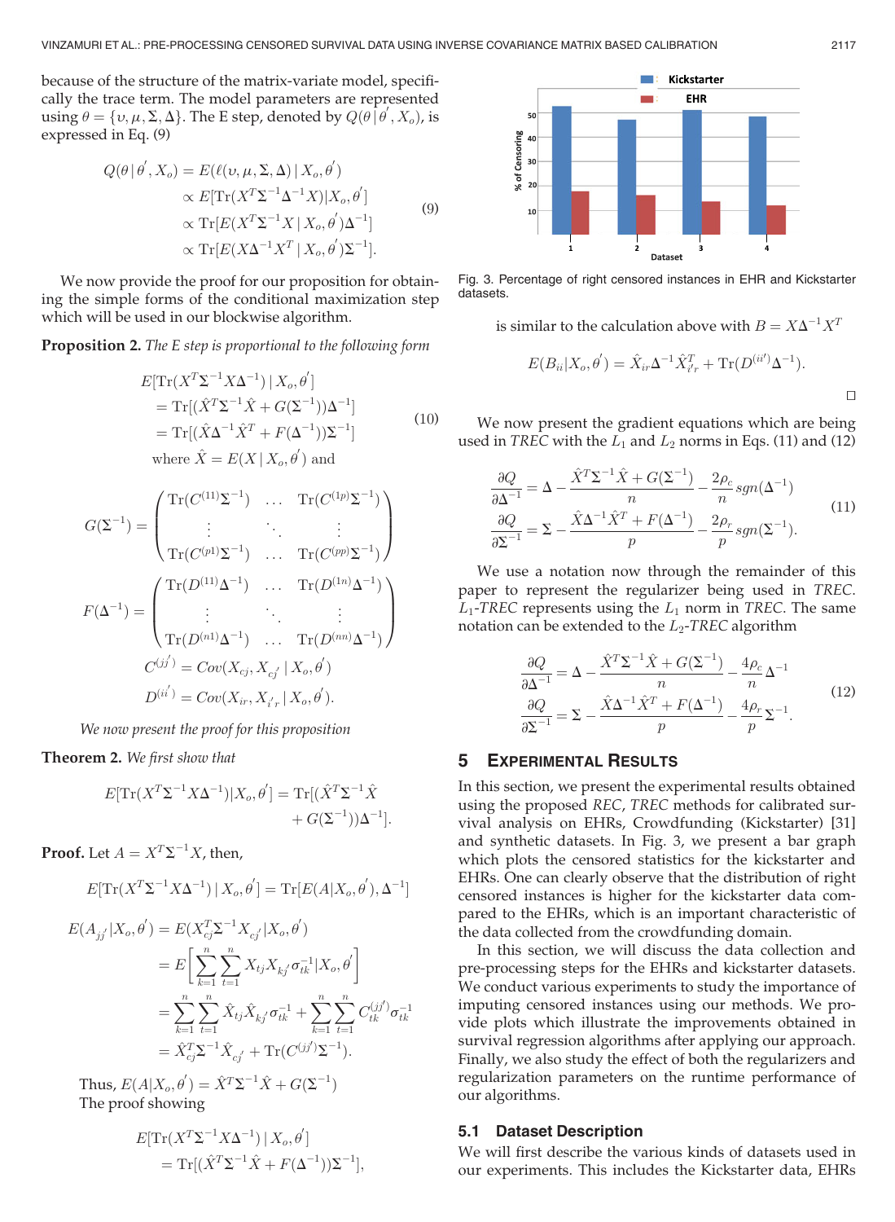because of the structure of the matrix-variate model, specifically the trace term. The model parameters are represented using $\theta = \{\upsilon, \mu, \Sigma, \Delta\}$. The E step, denoted by $Q(\theta \mid \theta^{'}, X_o)$, is expressed in Eq. (9)

$$
\begin{aligned}
Q(\theta \mid \theta^{'}, X_o) &= E(\ell(\upsilon, \mu, \Sigma, \Delta) \mid X_o, \theta^{'}) \\
&\propto E[\mathrm{Tr}(X^T \Sigma^{-1} \Delta^{-1} X) | X_o, \theta^{'}] \\
&\propto \mathrm{Tr}[E(X^T \Sigma^{-1} X \mid X_o, \theta^{'}) \Delta^{-1}] \\
&\propto \mathrm{Tr}[E(X \Delta^{-1} X^T \mid X_o, \theta^{'}) \Sigma^{-1}].
\end{aligned} \tag{9}
$$

We now provide the proof for our proposition for obtaining the simple forms of the conditional maximization step which will be used in our blockwise algorithm.

**Proposition 2.** *The E step is proportional to the following form*

$$
\begin{aligned}
&E[\mathrm{Tr}(X^T \Sigma^{-1} X \Delta^{-1}) \mid X_o, \theta^{'}] \\
&= \mathrm{Tr}[(\hat{X}^T \Sigma^{-1} \hat{X} + G(\Sigma^{-1})) \Delta^{-1}] \\
&= \mathrm{Tr}[(\hat{X} \Delta^{-1} \hat{X}^T + F(\Delta^{-1})) \Sigma^{-1}] \\
&\text{where } \hat{X} = E(X \mid X_o, \theta^{'}) \text{ and}
\end{aligned} \tag{10}
$$

$$
G(\Sigma^{-1}) = \begin{pmatrix} \mathrm{Tr}(C^{(11)}\Sigma^{-1}) & \dots & \mathrm{Tr}(C^{(1p)}\Sigma^{-1}) \\ \vdots & \ddots & \vdots \\ \mathrm{Tr}(C^{(p1)}\Sigma^{-1}) & \dots & \mathrm{Tr}(C^{(pp)}\Sigma^{-1}) \end{pmatrix}
$$

$$
F(\Delta^{-1}) = \begin{pmatrix} \mathrm{Tr}(D^{(11)}\Delta^{-1}) & \dots & \mathrm{Tr}(D^{(1n)}\Delta^{-1}) \\ \vdots & \ddots & \vdots \\ \mathrm{Tr}(D^{(n1)}\Delta^{-1}) & \dots & \mathrm{Tr}(D^{(nn)}\Delta^{-1}) \end{pmatrix}
$$

$$
C^{(jj^{'})} = Cov(X_{cj}, X_{cj^{'}} \mid X_o, \theta^{'})
$$

$$
D^{(ii^{'})} = Cov(X_{ir}, X_{i^{'}r} \mid X_o, \theta^{'}).
$$

*We now present the proof for this proposition*

**Theorem 2.** *We first show that*

$$
E[\mathrm{Tr}(X^T \Sigma^{-1} X \Delta^{-1}) | X_o, \theta^{'}] = \mathrm{Tr}[(\hat{X}^T \Sigma^{-1} \hat{X} + G(\Sigma^{-1})) \Delta^{-1}].
$$

**Proof.** Let $A = X^T \Sigma^{-1} X$, then,

$$
E[\mathrm{Tr}(X^T \Sigma^{-1} X \Delta^{-1}) \mid X_o, \theta^{'}] = \mathrm{Tr}[E(A | X_o, \theta^{'}), \Delta^{-1}]
$$

$$
\begin{aligned}
E(A_{jj^{'}} | X_o, \theta^{'}) &= E(X_{cj}^T \Sigma^{-1} X_{cj^{'}} | X_o, \theta^{'}) \\
&= E\left[\sum_{k=1}^{n} \sum_{t=1}^{n} X_{tj} X_{kj^{'}} \sigma_{tk}^{-1} | X_o, \theta^{'}\right] \\
&= \sum_{k=1}^{n} \sum_{t=1}^{n} \hat{X}_{tj} \hat{X}_{kj^{'}} \sigma_{tk}^{-1} + \sum_{k=1}^{n} \sum_{t=1}^{n} C_{tk}^{(jj^{'})} \sigma_{tk}^{-1} \\
&= \hat{X}_{cj}^T \Sigma^{-1} \hat{X}_{cj^{'}} + \mathrm{Tr}(C^{(jj^{'})} \Sigma^{-1}).
\end{aligned}
$$

Thus, $E(A | X_o, \theta^{'}) = \hat{X}^T \Sigma^{-1} \hat{X} + G(\Sigma^{-1})$
The proof showing

$$
E[\mathrm{Tr}(X^T \Sigma^{-1} X \Delta^{-1}) \mid X_o, \theta^{'}] = \mathrm{Tr}[(\hat{X}^T \Sigma^{-1} \hat{X} + F(\Delta^{-1})) \Sigma^{-1}],
$$

Kickstarter
EHR
% of Censoring
50
40
30
20
10
1
2
3
4
Dataset

Fig. 3. Percentage of right censored instances in EHR and Kickstarter datasets.

is similar to the calculation above with $B = X \Delta^{-1} X^T$

$$
E(B_{ii} | X_o, \theta^{'}) = \hat{X}_{ir} \Delta^{-1} \hat{X}_{i^{'}r}^T + \mathrm{Tr}(D^{(ii^{'})} \Delta^{-1}).
$$

□

We now present the gradient equations which are being used in *TREC* with the $L_1$ and $L_2$ norms in Eqs. (11) and (12)

$$
\begin{aligned}
\frac{\partial Q}{\partial \Delta^{-1}} &= \Delta - \frac{\hat{X}^T \Sigma^{-1} \hat{X} + G(\Sigma^{-1})}{n} - \frac{2\rho_c}{n} sgn(\Delta^{-1}) \\
\frac{\partial Q}{\partial \Sigma^{-1}} &= \Sigma - \frac{\hat{X} \Delta^{-1} \hat{X}^T + F(\Delta^{-1})}{p} - \frac{2\rho_r}{p} sgn(\Sigma^{-1}).
\end{aligned} \tag{11}
$$

We use a notation now through the remainder of this paper to represent the regularizer being used in *TREC*. $L_1$-*TREC* represents using the $L_1$ norm in *TREC*. The same notation can be extended to the $L_2$-*TREC* algorithm

$$
\begin{aligned}
\frac{\partial Q}{\partial \Delta^{-1}} &= \Delta - \frac{\hat{X}^T \Sigma^{-1} \hat{X} + G(\Sigma^{-1})}{n} - \frac{4\rho_c}{n} \Delta^{-1} \\
\frac{\partial Q}{\partial \Sigma^{-1}} &= \Sigma - \frac{\hat{X} \Delta^{-1} \hat{X}^T + F(\Delta^{-1})}{p} - \frac{4\rho_r}{p} \Sigma^{-1}.
\end{aligned} \tag{12}
$$

## 5 Experimental Results

In this section, we present the experimental results obtained using the proposed *REC*, *TREC* methods for calibrated survival analysis on EHRs, Crowdfunding (Kickstarter) [31] and synthetic datasets. In Fig. 3, we present a bar graph which plots the censored statistics for the kickstarter and EHRs. One can clearly observe that the distribution of right censored instances is higher for the kickstarter data compared to the EHRs, which is an important characteristic of the data collected from the crowdfunding domain.

In this section, we will discuss the data collection and pre-processing steps for the EHRs and kickstarter datasets. We conduct various experiments to study the importance of imputing censored instances using our methods. We provide plots which illustrate the improvements obtained in survival regression algorithms after applying our approach. Finally, we also study the effect of both the regularizers and regularization parameters on the runtime performance of our algorithms.

### 5.1 Dataset Description

We will first describe the various kinds of datasets used in our experiments. This includes the Kickstarter data, EHRs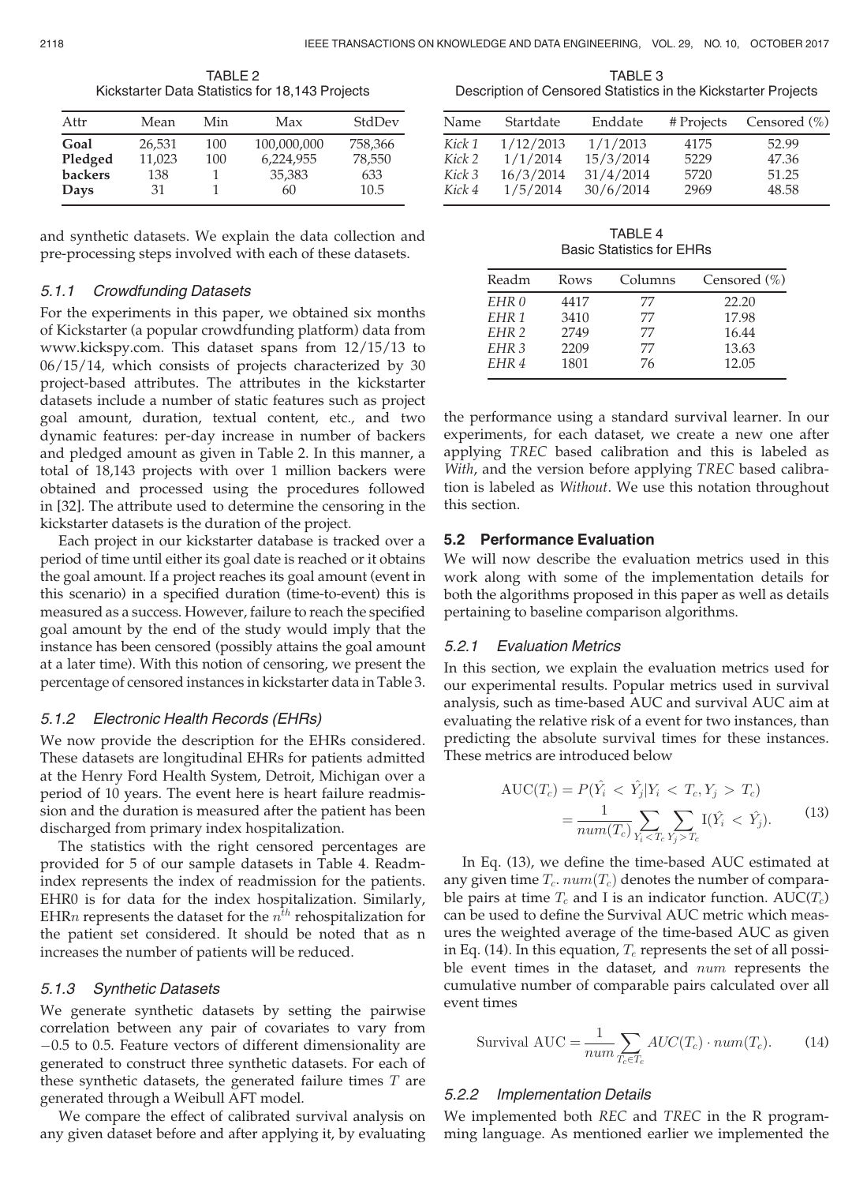TABLE 2
Kickstarter Data Statistics for 18,143 Projects

| Attr | Mean | Min | Max | StdDev |
|---|---|---|---|---|
| **Goal** | 26,531 | 100 | 100,000,000 | 758,366 |
| **Pledged** | 11,023 | 100 | 6,224,955 | 78,550 |
| **backers** | 138 | 1 | 35,383 | 633 |
| **Days** | 31 | 1 | 60 | 10.5 |

and synthetic datasets. We explain the data collection and pre-processing steps involved with each of these datasets.

### 5.1.1 Crowdfunding Datasets

For the experiments in this paper, we obtained six months of Kickstarter (a popular crowdfunding platform) data from www.kickspy.com. This dataset spans from 12/15/13 to 06/15/14, which consists of projects characterized by 30 project-based attributes. The attributes in the kickstarter datasets include a number of static features such as project goal amount, duration, textual content, etc., and two dynamic features: per-day increase in number of backers and pledged amount as given in Table 2. In this manner, a total of 18,143 projects with over 1 million backers were obtained and processed using the procedures followed in [32]. The attribute used to determine the censoring in the kickstarter datasets is the duration of the project.

Each project in our kickstarter database is tracked over a period of time until either its goal date is reached or it obtains the goal amount. If a project reaches its goal amount (event in this scenario) in a specified duration (time-to-event) this is measured as a success. However, failure to reach the specified goal amount by the end of the study would imply that the instance has been censored (possibly attains the goal amount at a later time). With this notion of censoring, we present the percentage of censored instances in kickstarter data in Table 3.

### 5.1.2 Electronic Health Records (EHRs)

We now provide the description for the EHRs considered. These datasets are longitudinal EHRs for patients admitted at the Henry Ford Health System, Detroit, Michigan over a period of 10 years. The event here is heart failure readmission and the duration is measured after the patient has been discharged from primary index hospitalization.

The statistics with the right censored percentages are provided for 5 of our sample datasets in Table 4. Readmindex represents the index of readmission for the patients. EHR0 is for data for the index hospitalization. Similarly, EHR$n$ represents the dataset for the $n^{th}$ rehospitalization for the patient set considered. It should be noted that as n increases the number of patients will be reduced.

### 5.1.3 Synthetic Datasets

We generate synthetic datasets by setting the pairwise correlation between any pair of covariates to vary from −0.5 to 0.5. Feature vectors of different dimensionality are generated to construct three synthetic datasets. For each of these synthetic datasets, the generated failure times $T$ are generated through a Weibull AFT model.

We compare the effect of calibrated survival analysis on any given dataset before and after applying it, by evaluating the performance using a standard survival learner. In our experiments, for each dataset, we create a new one after applying *TREC* based calibration and this is labeled as *With*, and the version before applying *TREC* based calibration is labeled as *Without*. We use this notation throughout this section.

TABLE 3
Description of Censored Statistics in the Kickstarter Projects

| Name | Startdate | Enddate | # Projects | Censored (%) |
|---|---|---|---|---|
| *Kick 1* | 1/12/2013 | 1/1/2013 | 4175 | 52.99 |
| *Kick 2* | 1/1/2014 | 15/3/2014 | 5229 | 47.36 |
| *Kick 3* | 16/3/2014 | 31/4/2014 | 5720 | 51.25 |
| *Kick 4* | 1/5/2014 | 30/6/2014 | 2969 | 48.58 |

TABLE 4
Basic Statistics for EHRs

| Readm | Rows | Columns | Censored (%) |
|---|---|---|---|
| *EHR 0* | 4417 | 77 | 22.20 |
| *EHR 1* | 3410 | 77 | 17.98 |
| *EHR 2* | 2749 | 77 | 16.44 |
| *EHR 3* | 2209 | 77 | 13.63 |
| *EHR 4* | 1801 | 76 | 12.05 |

## 5.2 Performance Evaluation

We will now describe the evaluation metrics used in this work along with some of the implementation details for both the algorithms proposed in this paper as well as details pertaining to baseline comparison algorithms.

### 5.2.1 Evaluation Metrics

In this section, we explain the evaluation metrics used for our experimental results. Popular metrics used in survival analysis, such as time-based AUC and survival AUC aim at evaluating the relative risk of a event for two instances, than predicting the absolute survival times for these instances. These metrics are introduced below

$$\begin{aligned}\text{AUC}(T_c) &= P(\hat{Y_i} < \hat{Y_j} | Y_i < T_c, Y_j > T_c) \\ &= \frac{1}{num(T_c)} \sum_{Y_i < T_c} \sum_{Y_j > T_c} \text{I}(\hat{Y_i} < \hat{Y_j}).\end{aligned} \tag{13}$$

In Eq. (13), we define the time-based AUC estimated at any given time $T_c$. $num(T_c)$ denotes the number of comparable pairs at time $T_c$ and I is an indicator function. AUC($T_c$) can be used to define the Survival AUC metric which measures the weighted average of the time-based AUC as given in Eq. (14). In this equation, $T_e$ represents the set of all possible event times in the dataset, and $num$ represents the cumulative number of comparable pairs calculated over all event times

$$\text{Survival AUC} = \frac{1}{num} \sum_{T_c \in T_e} AUC(T_c) \cdot num(T_c). \tag{14}$$

### 5.2.2 Implementation Details

We implemented both *REC* and *TREC* in the R programming language. As mentioned earlier we implemented the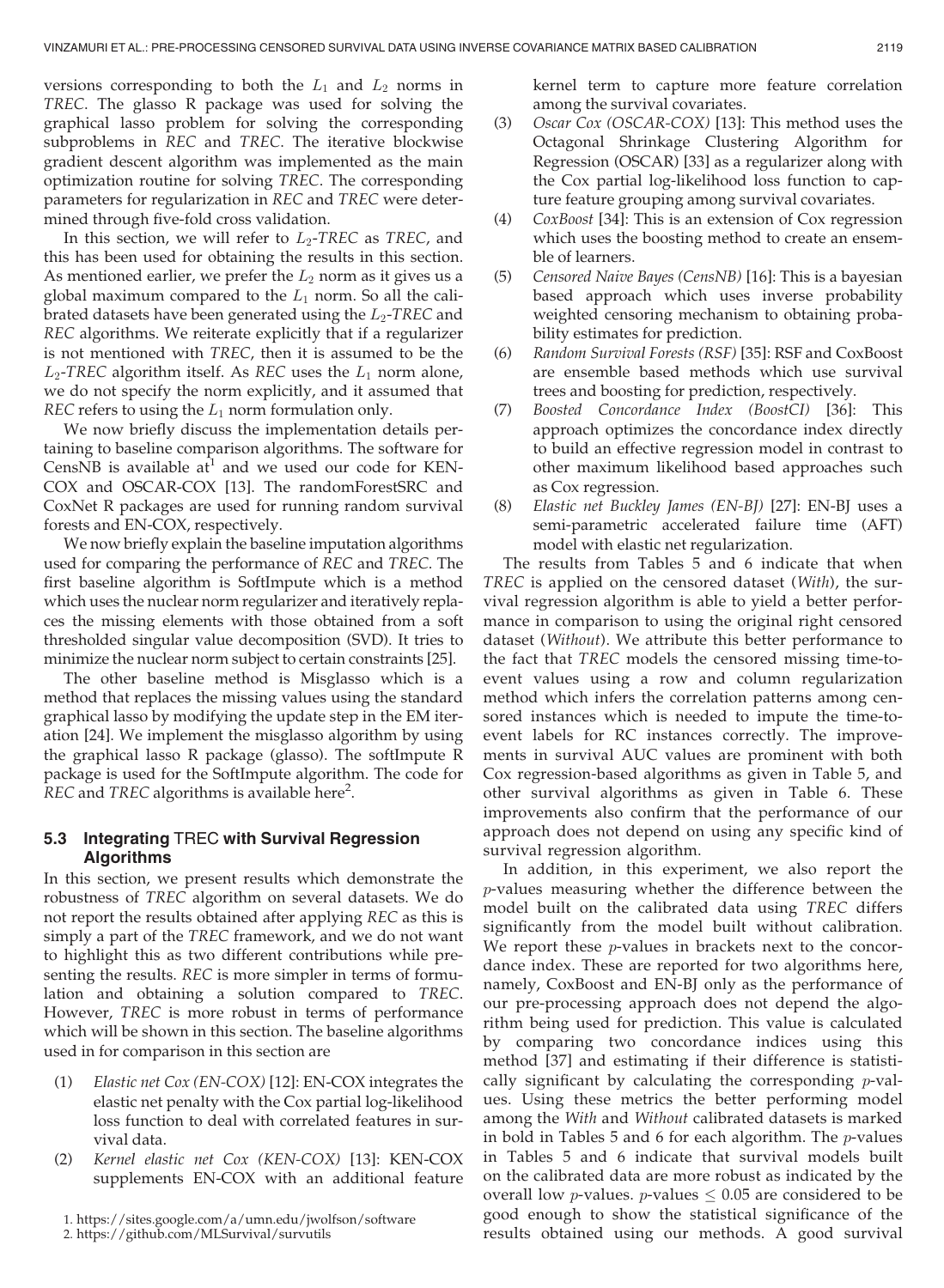versions corresponding to both the $L_1$ and $L_2$ norms in *TREC*. The glasso R package was used for solving the graphical lasso problem for solving the corresponding subproblems in *REC* and *TREC*. The iterative blockwise gradient descent algorithm was implemented as the main optimization routine for solving *TREC*. The corresponding parameters for regularization in *REC* and *TREC* were determined through five-fold cross validation.

In this section, we will refer to $L_2$-*TREC* as *TREC*, and this has been used for obtaining the results in this section. As mentioned earlier, we prefer the $L_2$ norm as it gives us a global maximum compared to the $L_1$ norm. So all the calibrated datasets have been generated using the $L_2$-*TREC* and *REC* algorithms. We reiterate explicitly that if a regularizer is not mentioned with *TREC*, then it is assumed to be the $L_2$-*TREC* algorithm itself. As *REC* uses the $L_1$ norm alone, we do not specify the norm explicitly, and it assumed that *REC* refers to using the $L_1$ norm formulation only.

We now briefly discuss the implementation details pertaining to baseline comparison algorithms. The software for CensNB is available at[1] and we used our code for KEN-COX and OSCAR-COX [13]. The randomForestSRC and CoxNet R packages are used for running random survival forests and EN-COX, respectively.

We now briefly explain the baseline imputation algorithms used for comparing the performance of *REC* and *TREC*. The first baseline algorithm is SoftImpute which is a method which uses the nuclear norm regularizer and iteratively replaces the missing elements with those obtained from a soft thresholded singular value decomposition (SVD). It tries to minimize the nuclear norm subject to certain constraints [25].

The other baseline method is Misglasso which is a method that replaces the missing values using the standard graphical lasso by modifying the update step in the EM iteration [24]. We implement the misglasso algorithm by using the graphical lasso R package (glasso). The softImpute R package is used for the SoftImpute algorithm. The code for *REC* and *TREC* algorithms is available here[2].

### 5.3 Integrating *TREC* with Survival Regression Algorithms

In this section, we present results which demonstrate the robustness of *TREC* algorithm on several datasets. We do not report the results obtained after applying *REC* as this is simply a part of the *TREC* framework, and we do not want to highlight this as two different contributions while presenting the results. *REC* is more simpler in terms of formulation and obtaining a solution compared to *TREC*. However, *TREC* is more robust in terms of performance which will be shown in this section. The baseline algorithms used in for comparison in this section are

1. *Elastic net Cox (EN-COX)* [12]: EN-COX integrates the elastic net penalty with the Cox partial log-likelihood loss function to deal with correlated features in survival data.
2. *Kernel elastic net Cox (KEN-COX)* [13]: KEN-COX supplements EN-COX with an additional feature kernel term to capture more feature correlation among the survival covariates.
3. *Oscar Cox (OSCAR-COX)* [13]: This method uses the Octagonal Shrinkage Clustering Algorithm for Regression (OSCAR) [33] as a regularizer along with the Cox partial log-likelihood loss function to capture feature grouping among survival covariates.
4. *CoxBoost* [34]: This is an extension of Cox regression which uses the boosting method to create an ensemble of learners.
5. *Censored Naive Bayes (CensNB)* [16]: This is a bayesian based approach which uses inverse probability weighted censoring mechanism to obtaining probability estimates for prediction.
6. *Random Survival Forests (RSF)* [35]: RSF and CoxBoost are ensemble based methods which use survival trees and boosting for prediction, respectively.
7. *Boosted Concordance Index (BoostCI)* [36]: This approach optimizes the concordance index directly to build an effective regression model in contrast to other maximum likelihood based approaches such as Cox regression.
8. *Elastic net Buckley James (EN-BJ)* [27]: EN-BJ uses a semi-parametric accelerated failure time (AFT) model with elastic net regularization.

The results from Tables 5 and 6 indicate that when *TREC* is applied on the censored dataset (*With*), the survival regression algorithm is able to yield a better performance in comparison to using the original right censored dataset (*Without*). We attribute this better performance to the fact that *TREC* models the censored missing time-to-event values using a row and column regularization method which infers the correlation patterns among censored instances which is needed to impute the time-to-event labels for RC instances correctly. The improvements in survival AUC values are prominent with both Cox regression-based algorithms as given in Table 5, and other survival algorithms as given in Table 6. These improvements also confirm that the performance of our approach does not depend on using any specific kind of survival regression algorithm.

In addition, in this experiment, we also report the $p$-values measuring whether the difference between the model built on the calibrated data using *TREC* differs significantly from the model built without calibration. We report these $p$-values in brackets next to the concordance index. These are reported for two algorithms here, namely, CoxBoost and EN-BJ only as the performance of our pre-processing approach does not depend the algorithm being used for prediction. This value is calculated by comparing two concordance indices using this method [37] and estimating if their difference is statistically significant by calculating the corresponding $p$-values. Using these metrics the better performing model among the *With* and *Without* calibrated datasets is marked in bold in Tables 5 and 6 for each algorithm. The $p$-values in Tables 5 and 6 indicate that survival models built on the calibrated data are more robust as indicated by the overall low $p$-values. $p$-values $\leq 0.05$ are considered to be good enough to show the statistical significance of the results obtained using our methods. A good survival

1. https://sites.google.com/a/umn.edu/jwolfson/software
2. https://github.com/MLSurvival/survutils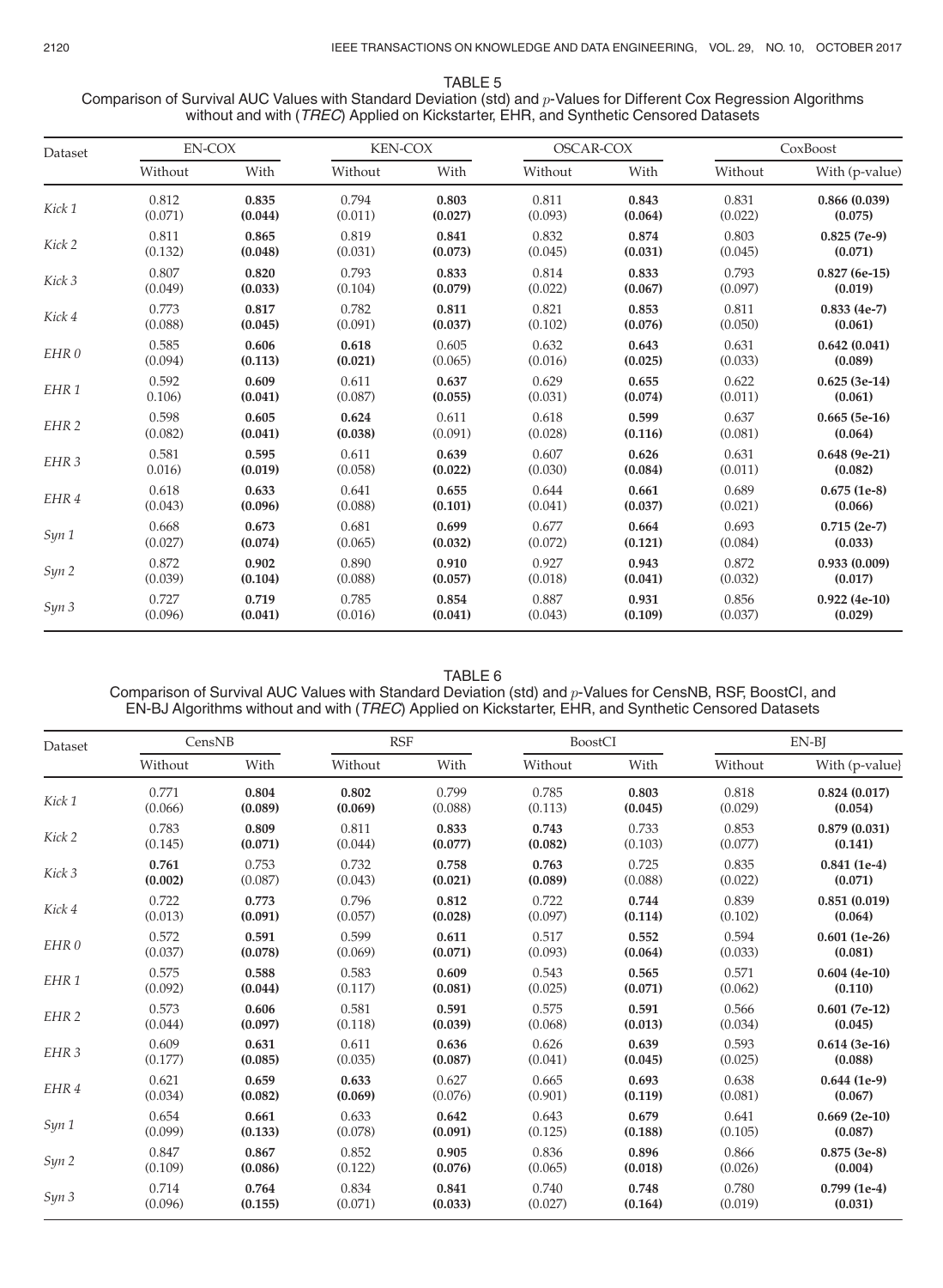TABLE 5
Comparison of Survival AUC Values with Standard Deviation (std) and $p$-Values for Different Cox Regression Algorithms without and with (*TREC*) Applied on Kickstarter, EHR, and Synthetic Censored Datasets

| Dataset | EN-COX | | KEN-COX | | OSCAR-COX | | CoxBoost | |
|---|---|---|---|---|---|---|---|---|
| | Without | With | Without | With | Without | With | Without | With (p-value) |
| *Kick 1* | 0.812 (0.071) | **0.835 (0.044)** | 0.794 (0.011) | **0.803 (0.027)** | 0.811 (0.093) | **0.843 (0.064)** | 0.831 (0.022) | **0.866 (0.039) (0.075)** |
| *Kick 2* | 0.811 (0.132) | **0.865 (0.048)** | 0.819 (0.031) | **0.841 (0.073)** | 0.832 (0.045) | **0.874 (0.031)** | 0.803 (0.045) | **0.825 (7e-9) (0.071)** |
| *Kick 3* | 0.807 (0.049) | **0.820 (0.033)** | 0.793 (0.104) | **0.833 (0.079)** | 0.814 (0.022) | **0.833 (0.067)** | 0.793 (0.097) | **0.827 (6e-15) (0.019)** |
| *Kick 4* | 0.773 (0.088) | **0.817 (0.045)** | 0.782 (0.091) | **0.811 (0.037)** | 0.821 (0.102) | **0.853 (0.076)** | 0.811 (0.050) | **0.833 (4e-7) (0.061)** |
| *EHR 0* | 0.585 (0.094) | **0.606 (0.113)** | **0.618 (0.021)** | 0.605 (0.065) | 0.632 (0.016) | **0.643 (0.025)** | 0.631 (0.033) | **0.642 (0.041) (0.089)** |
| *EHR 1* | 0.592 0.106) | **0.609 (0.041)** | 0.611 (0.087) | **0.637 (0.055)** | 0.629 (0.031) | **0.655 (0.074)** | 0.622 (0.011) | **0.625 (3e-14) (0.061)** |
| *EHR 2* | 0.598 (0.082) | **0.605 (0.041)** | **0.624 (0.038)** | 0.611 (0.091) | 0.618 (0.028) | **0.599 (0.116)** | 0.637 (0.081) | **0.665 (5e-16) (0.064)** |
| *EHR 3* | 0.581 0.016) | **0.595 (0.019)** | 0.611 (0.058) | **0.639 (0.022)** | 0.607 (0.030) | **0.626 (0.084)** | 0.631 (0.011) | **0.648 (9e-21) (0.082)** |
| *EHR 4* | 0.618 (0.043) | **0.633 (0.096)** | 0.641 (0.088) | **0.655 (0.101)** | 0.644 (0.041) | **0.661 (0.037)** | 0.689 (0.021) | **0.675 (1e-8) (0.066)** |
| *Syn 1* | 0.668 (0.027) | **0.673 (0.074)** | 0.681 (0.065) | **0.699 (0.032)** | 0.677 (0.072) | **0.664 (0.121)** | 0.693 (0.084) | **0.715 (2e-7) (0.033)** |
| *Syn 2* | 0.872 (0.039) | **0.902 (0.104)** | 0.890 (0.088) | **0.910 (0.057)** | 0.927 (0.018) | **0.943 (0.041)** | 0.872 (0.032) | **0.933 (0.009) (0.017)** |
| *Syn 3* | 0.727 (0.096) | **0.719 (0.041)** | 0.785 (0.016) | **0.854 (0.041)** | 0.887 (0.043) | **0.931 (0.109)** | 0.856 (0.037) | **0.922 (4e-10) (0.029)** |

TABLE 6
Comparison of Survival AUC Values with Standard Deviation (std) and $p$-Values for CensNB, RSF, BoostCI, and EN-BJ Algorithms without and with (*TREC*) Applied on Kickstarter, EHR, and Synthetic Censored Datasets

| Dataset | CensNB | | RSF | | BoostCI | | EN-BJ | |
|---|---|---|---|---|---|---|---|---|
| | Without | With | Without | With | Without | With | Without | With (p-value} |
| *Kick 1* | 0.771 (0.066) | **0.804 (0.089)** | **0.802 (0.069)** | 0.799 (0.088) | 0.785 (0.113) | **0.803 (0.045)** | 0.818 (0.029) | **0.824 (0.017) (0.054)** |
| *Kick 2* | 0.783 (0.145) | **0.809 (0.071)** | 0.811 (0.044) | **0.833 (0.077)** | **0.743 (0.082)** | 0.733 (0.103) | 0.853 (0.077) | **0.879 (0.031) (0.141)** |
| *Kick 3* | **0.761 (0.002)** | 0.753 (0.087) | 0.732 (0.043) | **0.758 (0.021)** | **0.763 (0.089)** | 0.725 (0.088) | 0.835 (0.022) | **0.841 (1e-4) (0.071)** |
| *Kick 4* | 0.722 (0.013) | **0.773 (0.091)** | 0.796 (0.057) | **0.812 (0.028)** | 0.722 (0.097) | **0.744 (0.114)** | 0.839 (0.102) | **0.851 (0.019) (0.064)** |
| *EHR 0* | 0.572 (0.037) | **0.591 (0.078)** | 0.599 (0.069) | **0.611 (0.071)** | 0.517 (0.093) | **0.552 (0.064)** | 0.594 (0.033) | **0.601 (1e-26) (0.081)** |
| *EHR 1* | 0.575 (0.092) | **0.588 (0.044)** | 0.583 (0.117) | **0.609 (0.081)** | 0.543 (0.025) | **0.565 (0.071)** | 0.571 (0.062) | **0.604 (4e-10) (0.110)** |
| *EHR 2* | 0.573 (0.044) | **0.606 (0.097)** | 0.581 (0.118) | **0.591 (0.039)** | 0.575 (0.068) | **0.591 (0.013)** | 0.566 (0.034) | **0.601 (7e-12) (0.045)** |
| *EHR 3* | 0.609 (0.177) | **0.631 (0.085)** | 0.611 (0.035) | **0.636 (0.087)** | 0.626 (0.041) | **0.639 (0.045)** | 0.593 (0.025) | **0.614 (3e-16) (0.088)** |
| *EHR 4* | 0.621 (0.034) | **0.659 (0.082)** | **0.633 (0.069)** | 0.627 (0.076) | 0.665 (0.901) | **0.693 (0.119)** | 0.638 (0.081) | **0.644 (1e-9) (0.067)** |
| *Syn 1* | 0.654 (0.099) | **0.661 (0.133)** | 0.633 (0.078) | **0.642 (0.091)** | 0.643 (0.125) | **0.679 (0.188)** | 0.641 (0.105) | **0.669 (2e-10) (0.087)** |
| *Syn 2* | 0.847 (0.109) | **0.867 (0.086)** | 0.852 (0.122) | **0.905 (0.076)** | 0.836 (0.065) | **0.896 (0.018)** | 0.866 (0.026) | **0.875 (3e-8) (0.004)** |
| *Syn 3* | 0.714 (0.096) | **0.764 (0.155)** | 0.834 (0.071) | **0.841 (0.033)** | 0.740 (0.027) | **0.748 (0.164)** | 0.780 (0.019) | **0.799 (1e-4) (0.031)** |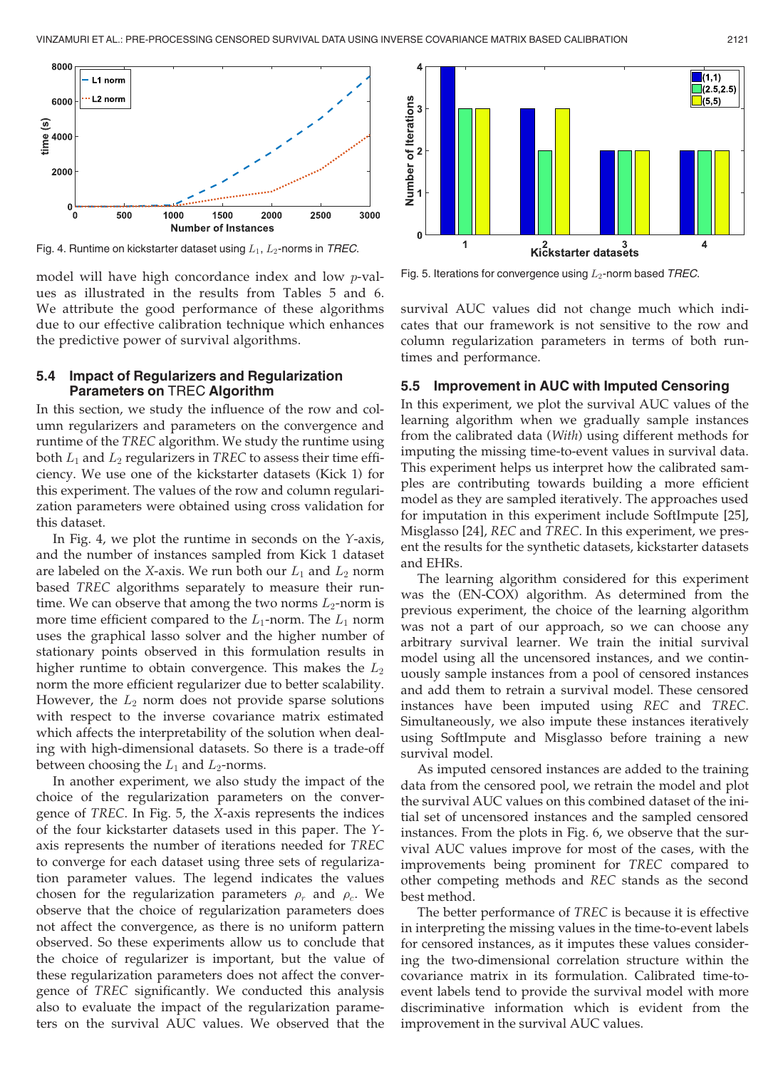8000
6000
time (s)
4000
2000
0
0 500 1000 1500 2000 2500 3000
Number of Instances
L1 norm
L2 norm

Fig. 4. Runtime on kickstarter dataset using $L_1$, $L_2$-norms in *TREC*.

4
3
Number of Iterations
2
1
0
1 2 3 4
Kickstarter datasets
(1,1)
(2.5,2.5)
(5,5)

Fig. 5. Iterations for convergence using $L_2$-norm based *TREC*.

model will have high concordance index and low $p$-values as illustrated in the results from Tables 5 and 6. We attribute the good performance of these algorithms due to our effective calibration technique which enhances the predictive power of survival algorithms.

### 5.4 Impact of Regularizers and Regularization Parameters on TREC Algorithm

In this section, we study the influence of the row and column regularizers and parameters on the convergence and runtime of the *TREC* algorithm. We study the runtime using both $L_1$ and $L_2$ regularizers in *TREC* to assess their time efficiency. We use one of the kickstarter datasets (Kick 1) for this experiment. The values of the row and column regularization parameters were obtained using cross validation for this dataset.

In Fig. 4, we plot the runtime in seconds on the $Y$-axis, and the number of instances sampled from Kick 1 dataset are labeled on the $X$-axis. We run both our $L_1$ and $L_2$ norm based *TREC* algorithms separately to measure their runtime. We can observe that among the two norms $L_2$-norm is more time efficient compared to the $L_1$-norm. The $L_1$ norm uses the graphical lasso solver and the higher number of stationary points observed in this formulation results in higher runtime to obtain convergence. This makes the $L_2$ norm the more efficient regularizer due to better scalability. However, the $L_2$ norm does not provide sparse solutions with respect to the inverse covariance matrix estimated which affects the interpretability of the solution when dealing with high-dimensional datasets. So there is a trade-off between choosing the $L_1$ and $L_2$-norms.

In another experiment, we also study the impact of the choice of the regularization parameters on the convergence of *TREC*. In Fig. 5, the $X$-axis represents the indices of the four kickstarter datasets used in this paper. The $Y$-axis represents the number of iterations needed for *TREC* to converge for each dataset using three sets of regularization parameter values. The legend indicates the values chosen for the regularization parameters $\rho_r$ and $\rho_c$. We observe that the choice of regularization parameters does not affect the convergence, as there is no uniform pattern observed. So these experiments allow us to conclude that the choice of regularizer is important, but the value of these regularization parameters does not affect the convergence of *TREC* significantly. We conducted this analysis also to evaluate the impact of the regularization parameters on the survival AUC values. We observed that the survival AUC values did not change much which indicates that our framework is not sensitive to the row and column regularization parameters in terms of both runtimes and performance.

### 5.5 Improvement in AUC with Imputed Censoring

In this experiment, we plot the survival AUC values of the learning algorithm when we gradually sample instances from the calibrated data (*With*) using different methods for imputing the missing time-to-event values in survival data. This experiment helps us interpret how the calibrated samples are contributing towards building a more efficient model as they are sampled iteratively. The approaches used for imputation in this experiment include SoftImpute [25], Misglasso [24], *REC* and *TREC*. In this experiment, we present the results for the synthetic datasets, kickstarter datasets and EHRs.

The learning algorithm considered for this experiment was the (EN-COX) algorithm. As determined from the previous experiment, the choice of the learning algorithm was not a part of our approach, so we can choose any arbitrary survival learner. We train the initial survival model using all the uncensored instances, and we continuously sample instances from a pool of censored instances and add them to retrain a survival model. These censored instances have been imputed using *REC* and *TREC*. Simultaneously, we also impute these instances iteratively using SoftImpute and Misglasso before training a new survival model.

As imputed censored instances are added to the training data from the censored pool, we retrain the model and plot the survival AUC values on this combined dataset of the initial set of uncensored instances and the sampled censored instances. From the plots in Fig. 6, we observe that the survival AUC values improve for most of the cases, with the improvements being prominent for *TREC* compared to other competing methods and *REC* stands as the second best method.

The better performance of *TREC* is because it is effective in interpreting the missing values in the time-to-event labels for censored instances, as it imputes these values considering the two-dimensional correlation structure within the covariance matrix in its formulation. Calibrated time-to-event labels tend to provide the survival model with more discriminative information which is evident from the improvement in the survival AUC values.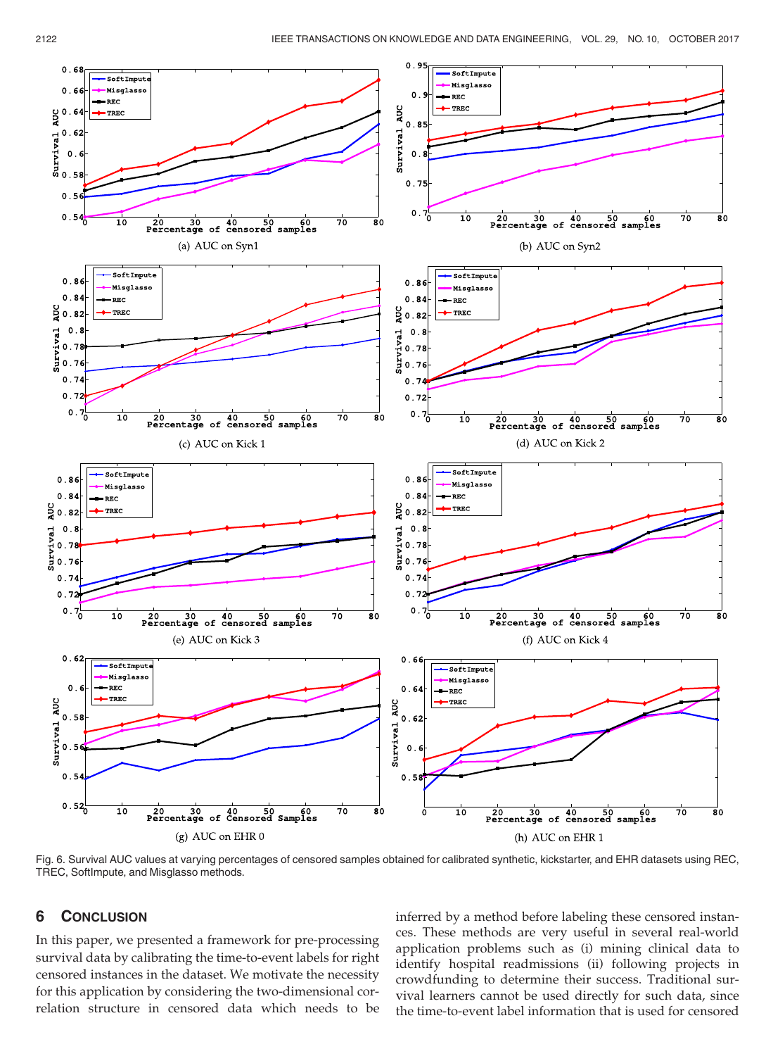0.68
0.66
0.64
0.62
0.6
0.58
0.56
0.54
Survival AUC
SoftImpute
Misglasso
REC
TREC
0 10 20 30 40 50 60 70 80
Percentage of censored samples

(a) AUC on Syn1

0.95
0.9
0.85
0.8
0.75
0.7
Survival AUC
SoftImpute
Misglasso
REC
TREC
0 10 20 30 40 50 60 70 80
Percentage of censored samples

(b) AUC on Syn2

0.86
0.84
0.82
0.8
0.78
0.76
0.74
0.72
0.7
Survival AUC
SoftImpute
Misglasso
REC
TREC
0 10 20 30 40 50 60 70 80
Percentage of censored samples

(c) AUC on Kick 1

0.86
0.84
0.82
0.8
0.78
0.76
0.74
0.72
0.7
Survival AUC
SoftImpute
Misglasso
REC
TREC
0 10 20 30 40 50 60 70 80
Percentage of censored samples

(d) AUC on Kick 2

0.86
0.84
0.82
0.8
0.78
0.76
0.74
0.72
0.7
Survival AUC
SoftImpute
Misglasso
REC
TREC
0 10 20 30 40 50 60 70 80
Percentage of censored samples

(e) AUC on Kick 3

0.86
0.84
0.82
0.8
0.78
0.76
0.74
0.72
0.7
Survival AUC
SoftImpute
Misglasso
REC
TREC
0 10 20 30 40 50 60 70 80
Percentage of censored samples

(f) AUC on Kick 4

0.62
0.6
0.58
0.56
0.54
0.52
Survival AUC
SoftImpute
Misglasso
REC
TREC
0 10 20 30 40 50 60 70 80
Percentage of Censored Samples

(g) AUC on EHR 0

0.66
0.64
0.62
0.6
0.58
Survival AUC
SoftImpute
Misglasso
REC
TREC
0 10 20 30 40 50 60 70 80
Percentage of censored samples

(h) AUC on EHR 1

Fig. 6. Survival AUC values at varying percentages of censored samples obtained for calibrated synthetic, kickstarter, and EHR datasets using REC, TREC, SoftImpute, and Misglasso methods.

## 6 Conclusion

In this paper, we presented a framework for pre-processing survival data by calibrating the time-to-event labels for right censored instances in the dataset. We motivate the necessity for this application by considering the two-dimensional correlation structure in censored data which needs to be inferred by a method before labeling these censored instances. These methods are very useful in several real-world application problems such as (i) mining clinical data to identify hospital readmissions (ii) following projects in crowdfunding to determine their success. Traditional survival learners cannot be used directly for such data, since the time-to-event label information that is used for censored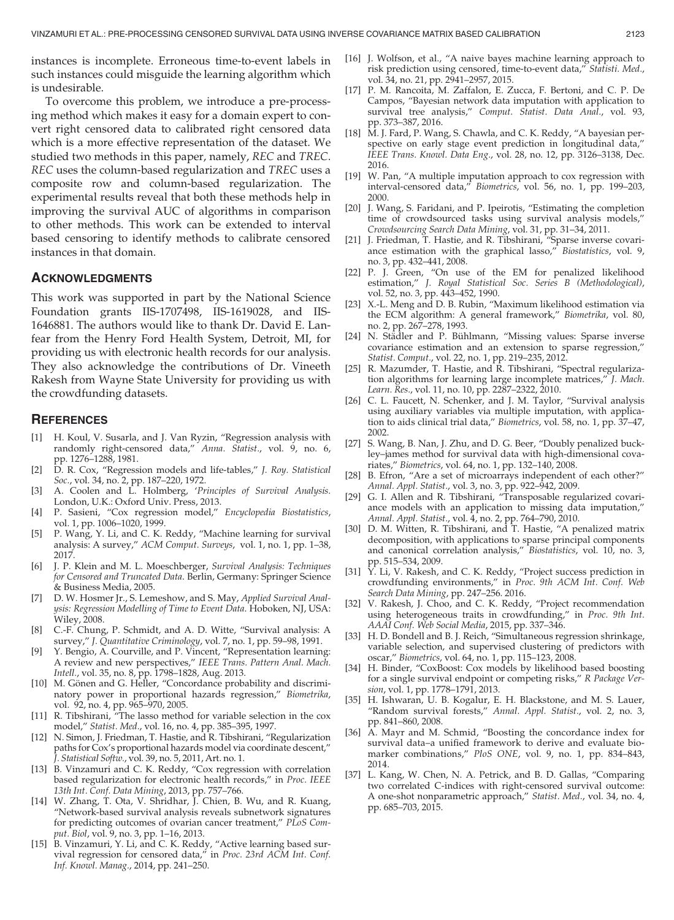instances is incomplete. Erroneous time-to-event labels in such instances could misguide the learning algorithm which is undesirable.

To overcome this problem, we introduce a pre-processing method which makes it easy for a domain expert to convert right censored data to calibrated right censored data which is a more effective representation of the dataset. We studied two methods in this paper, namely, *REC* and *TREC*. *REC* uses the column-based regularization and *TREC* uses a composite row and column-based regularization. The experimental results reveal that both these methods help in improving the survival AUC of algorithms in comparison to other methods. This work can be extended to interval based censoring to identify methods to calibrate censored instances in that domain.

## ACKNOWLEDGMENTS

This work was supported in part by the National Science Foundation grants IIS-1707498, IIS-1619028, and IIS-1646881. The authors would like to thank Dr. David E. Lanfear from the Henry Ford Health System, Detroit, MI, for providing us with electronic health records for our analysis. They also acknowledge the contributions of Dr. Vineeth Rakesh from Wayne State University for providing us with the crowdfunding datasets.

## REFERENCES

[1] H. Koul, V. Susarla, and J. Van Ryzin, "Regression analysis with randomly right-censored data," *Anna. Statist.*, vol. 9, no. 6, pp. 1276–1288, 1981.

[2] D. R. Cox, "Regression models and life-tables," *J. Roy. Statistical Soc.*, vol. 34, no. 2, pp. 187–220, 1972.

[3] A. Coolen and L. Holmberg, '*Principles of Survival Analysis.* London, U.K.: Oxford Univ. Press, 2013.

[4] P. Sasieni, "Cox regression model," *Encyclopedia Biostatistics*, vol. 1, pp. 1006–1020, 1999.

[5] P. Wang, Y. Li, and C. K. Reddy, "Machine learning for survival analysis: A survey," *ACM Comput. Surveys*, vol. 1, no. 1, pp. 1–38, 2017.

[6] J. P. Klein and M. L. Moeschberger, *Survival Analysis: Techniques for Censored and Truncated Data*. Berlin, Germany: Springer Science & Business Media, 2005.

[7] D. W. Hosmer Jr., S. Lemeshow, and S. May, *Applied Survival Analysis: Regression Modelling of Time to Event Data*. Hoboken, NJ, USA: Wiley, 2008.

[8] C.-F. Chung, P. Schmidt, and A. D. Witte, "Survival analysis: A survey," *J. Quantitative Criminology*, vol. 7, no. 1, pp. 59–98, 1991.

[9] Y. Bengio, A. Courville, and P. Vincent, "Representation learning: A review and new perspectives," *IEEE Trans. Pattern Anal. Mach. Intell.*, vol. 35, no. 8, pp. 1798–1828, Aug. 2013.

[10] M. Gönen and G. Heller, "Concordance probability and discriminatory power in proportional hazards regression," *Biometrika*, vol. 92, no. 4, pp. 965–970, 2005.

[11] R. Tibshirani, "The lasso method for variable selection in the cox model," *Statist. Med.*, vol. 16, no. 4, pp. 385–395, 1997.

[12] N. Simon, J. Friedman, T. Hastie, and R. Tibshirani, "Regularization paths for Cox's proportional hazards model via coordinate descent," *J. Statistical Softw.*, vol. 39, no. 5, 2011, Art. no. 1.

[13] B. Vinzamuri and C. K. Reddy, "Cox regression with correlation based regularization for electronic health records," in *Proc. IEEE 13th Int. Conf. Data Mining*, 2013, pp. 757–766.

[14] W. Zhang, T. Ota, V. Shridhar, J. Chien, B. Wu, and R. Kuang, "Network-based survival analysis reveals subnetwork signatures for predicting outcomes of ovarian cancer treatment," *PLoS Comput. Biol*, vol. 9, no. 3, pp. 1–16, 2013.

[15] B. Vinzamuri, Y. Li, and C. K. Reddy, "Active learning based survival regression for censored data," in *Proc. 23rd ACM Int. Conf. Inf. Knowl. Manag.*, 2014, pp. 241–250.

[16] J. Wolfson, et al., "A naive bayes machine learning approach to risk prediction using censored, time-to-event data," *Statisti. Med.*, vol. 34, no. 21, pp. 2941–2957, 2015.

[17] P. M. Rancoita, M. Zaffalon, E. Zucca, F. Bertoni, and C. P. De Campos, "Bayesian network data imputation with application to survival tree analysis," *Comput. Statist. Data Anal.*, vol. 93, pp. 373–387, 2016.

[18] M. J. Fard, P. Wang, S. Chawla, and C. K. Reddy, "A bayesian perspective on early stage event prediction in longitudinal data," *IEEE Trans. Knowl. Data Eng.*, vol. 28, no. 12, pp. 3126–3138, Dec. 2016.

[19] W. Pan, "A multiple imputation approach to cox regression with interval-censored data," *Biometrics*, vol. 56, no. 1, pp. 199–203, 2000.

[20] J. Wang, S. Faridani, and P. Ipeirotis, "Estimating the completion time of crowdsourced tasks using survival analysis models," *Crowdsourcing Search Data Mining*, vol. 31, pp. 31–34, 2011.

[21] J. Friedman, T. Hastie, and R. Tibshirani, "Sparse inverse covariance estimation with the graphical lasso," *Biostatistics*, vol. 9, no. 3, pp. 432–441, 2008.

[22] P. J. Green, "On use of the EM for penalized likelihood estimation," *J. Royal Statistical Soc. Series B (Methodological)*, vol. 52, no. 3, pp. 443–452, 1990.

[23] X.-L. Meng and D. B. Rubin, "Maximum likelihood estimation via the ECM algorithm: A general framework," *Biometrika*, vol. 80, no. 2, pp. 267–278, 1993.

[24] N. Städler and P. Bühlmann, "Missing values: Sparse inverse covariance estimation and an extension to sparse regression," *Statist. Comput.*, vol. 22, no. 1, pp. 219–235, 2012.

[25] R. Mazumder, T. Hastie, and R. Tibshirani, "Spectral regularization algorithms for learning large incomplete matrices," *J. Mach. Learn. Res.*, vol. 11, no. 10, pp. 2287–2322, 2010.

[26] C. L. Faucett, N. Schenker, and J. M. Taylor, "Survival analysis using auxiliary variables via multiple imputation, with application to aids clinical trial data," *Biometrics*, vol. 58, no. 1, pp. 37–47, 2002.

[27] S. Wang, B. Nan, J. Zhu, and D. G. Beer, "Doubly penalized buckley–james method for survival data with high-dimensional covariates," *Biometrics*, vol. 64, no. 1, pp. 132–140, 2008.

[28] B. Efron, "Are a set of microarrays independent of each other?" *Annal. Appl. Statist.*, vol. 3, no. 3, pp. 922–942, 2009.

[29] G. I. Allen and R. Tibshirani, "Transposable regularized covariance models with an application to missing data imputation," *Annal. Appl. Statist.*, vol. 4, no. 2, pp. 764–790, 2010.

[30] D. M. Witten, R. Tibshirani, and T. Hastie, "A penalized matrix decomposition, with applications to sparse principal components and canonical correlation analysis," *Biostatistics*, vol. 10, no. 3, pp. 515–534, 2009.

[31] Y. Li, V. Rakesh, and C. K. Reddy, "Project success prediction in crowdfunding environments," in *Proc. 9th ACM Int. Conf. Web Search Data Mining*, pp. 247–256. 2016.

[32] V. Rakesh, J. Choo, and C. K. Reddy, "Project recommendation using heterogeneous traits in crowdfunding," in *Proc. 9th Int. AAAI Conf. Web Social Media*, 2015, pp. 337–346.

[33] H. D. Bondell and B. J. Reich, "Simultaneous regression shrinkage, variable selection, and supervised clustering of predictors with oscar," *Biometrics*, vol. 64, no. 1, pp. 115–123, 2008.

[34] H. Binder, "CoxBoost: Cox models by likelihood based boosting for a single survival endpoint or competing risks," *R Package Version*, vol. 1, pp. 1778–1791, 2013.

[35] H. Ishwaran, U. B. Kogalur, E. H. Blackstone, and M. S. Lauer, "Random survival forests," *Annal. Appl. Statist.*, vol. 2, no. 3, pp. 841–860, 2008.

[36] A. Mayr and M. Schmid, "Boosting the concordance index for survival data–a unified framework to derive and evaluate biomarker combinations," *PloS ONE*, vol. 9, no. 1, pp. 834–843, 2014.

[37] L. Kang, W. Chen, N. A. Petrick, and B. D. Gallas, "Comparing two correlated C-indices with right-censored survival outcome: A one-shot nonparametric approach," *Statist. Med.*, vol. 34, no. 4, pp. 685–703, 2015.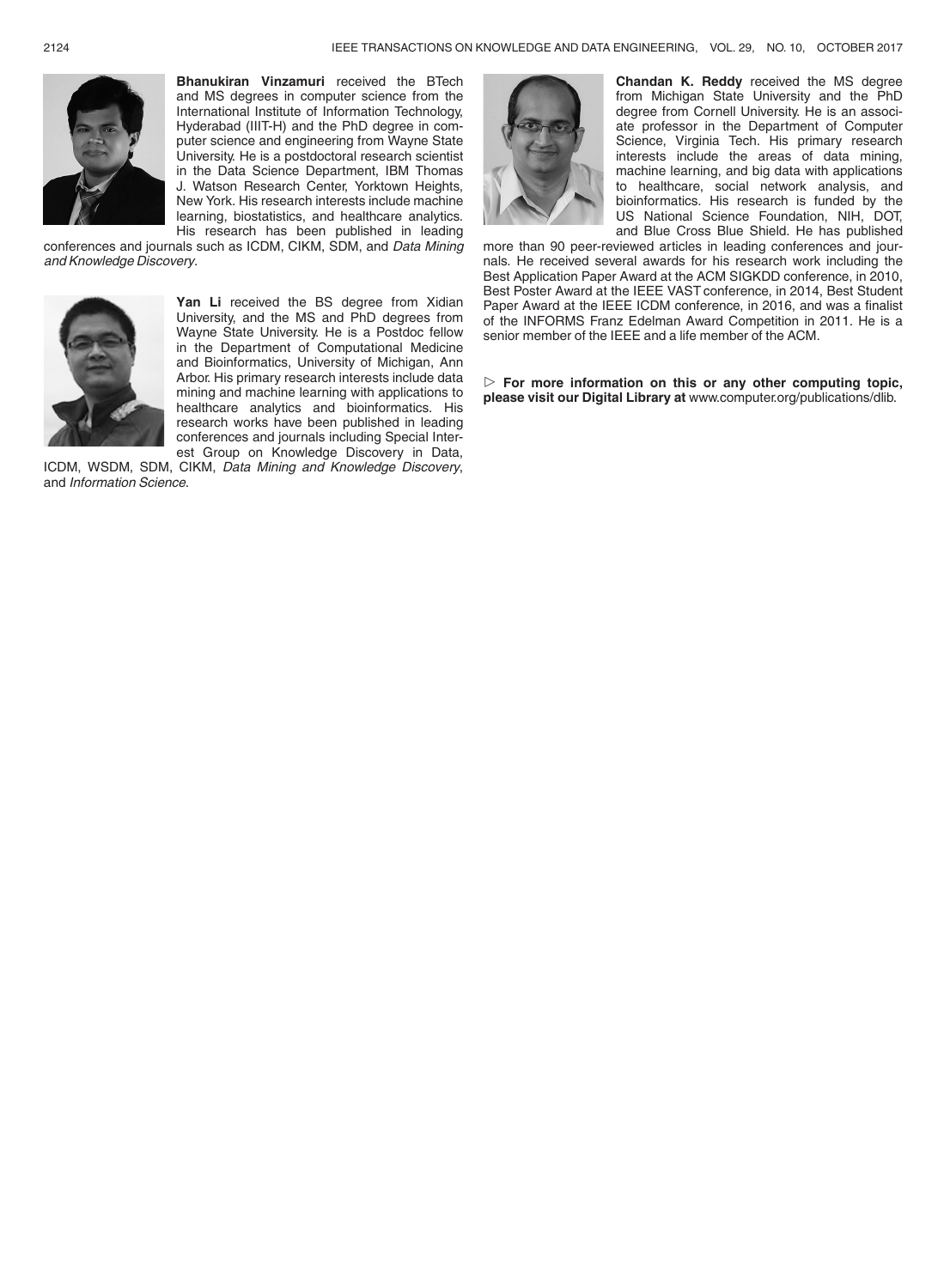**Bhanukiran Vinzamuri** received the BTech and MS degrees in computer science from the International Institute of Information Technology, Hyderabad (IIIT-H) and the PhD degree in computer science and engineering from Wayne State University. He is a postdoctoral research scientist in the Data Science Department, IBM Thomas J. Watson Research Center, Yorktown Heights, New York. His research interests include machine learning, biostatistics, and healthcare analytics. His research has been published in leading conferences and journals such as ICDM, CIKM, SDM, and *Data Mining and Knowledge Discovery*.

**Yan Li** received the BS degree from Xidian University, and the MS and PhD degrees from Wayne State University. He is a Postdoc fellow in the Department of Computational Medicine and Bioinformatics, University of Michigan, Ann Arbor. His primary research interests include data mining and machine learning with applications to healthcare analytics and bioinformatics. His research works have been published in leading conferences and journals including Special Interest Group on Knowledge Discovery in Data, ICDM, WSDM, SDM, CIKM, *Data Mining and Knowledge Discovery*, and *Information Science*.

**Chandan K. Reddy** received the MS degree from Michigan State University and the PhD degree from Cornell University. He is an associate professor in the Department of Computer Science, Virginia Tech. His primary research interests include the areas of data mining, machine learning, and big data with applications to healthcare, social network analysis, and bioinformatics. His research is funded by the US National Science Foundation, NIH, DOT, and Blue Cross Blue Shield. He has published more than 90 peer-reviewed articles in leading conferences and journals. He received several awards for his research work including the Best Application Paper Award at the ACM SIGKDD conference, in 2010, Best Poster Award at the IEEE VAST conference, in 2014, Best Student Paper Award at the IEEE ICDM conference, in 2016, and was a finalist of the INFORMS Franz Edelman Award Competition in 2011. He is a senior member of the IEEE and a life member of the ACM.

▷ **For more information on this or any other computing topic, please visit our Digital Library at** www.computer.org/publications/dlib.